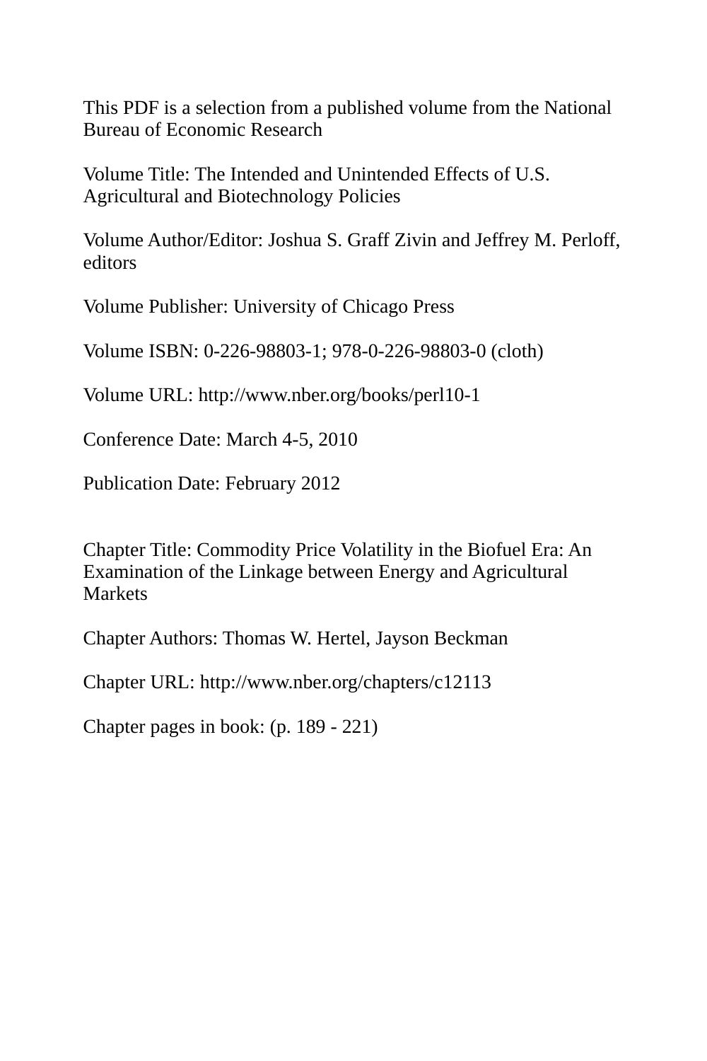This PDF is a selection from a published volume from the National Bureau of Economic Research

Volume Title: The Intended and Unintended Effects of U.S. Agricultural and Biotechnology Policies

Volume Author/Editor: Joshua S. Graff Zivin and Jeffrey M. Perloff, editors

Volume Publisher: University of Chicago Press

Volume ISBN: 0-226-98803-1; 978-0-226-98803-0 (cloth)

Volume URL: http://www.nber.org/books/perl10-1

Conference Date: March 4-5, 2010

Publication Date: February 2012

Chapter Title: Commodity Price Volatility in the Biofuel Era: An Examination of the Linkage between Energy and Agricultural Markets

Chapter Authors: Thomas W. Hertel, Jayson Beckman

Chapter URL: http://www.nber.org/chapters/c12113

Chapter pages in book: (p. 189 - 221)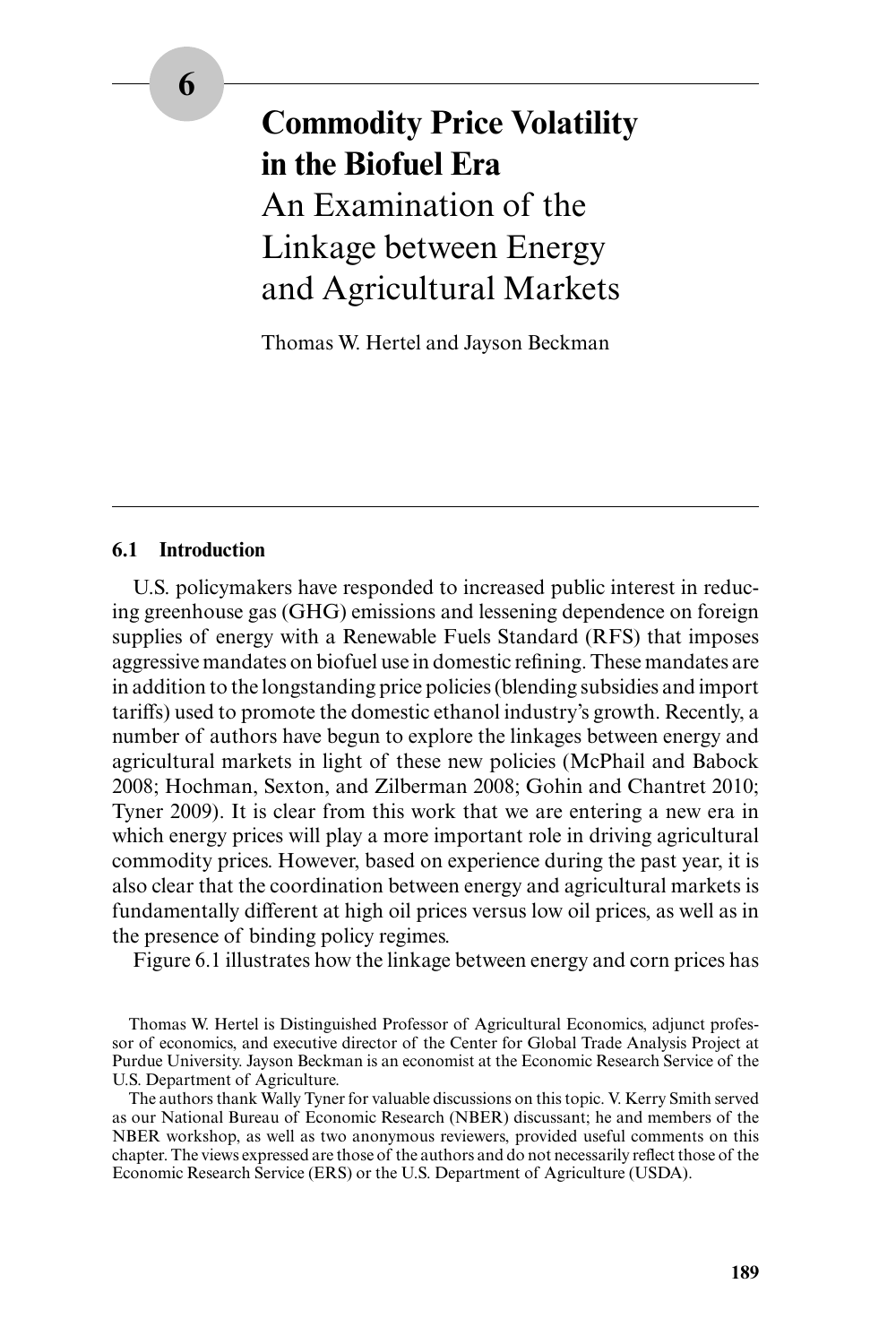# 6

# Commodity Price Volatility in the Biofuel Era

## An Examination of the Linkage between Energy and Agricultural Markets

Thomas W. Hertel and Jayson Beckman

### 6.1 Introduction

U.S. policymakers have responded to increased public interest in reducing greenhouse gas (GHG) emissions and lessening dependence on foreign supplies of energy with a Renewable Fuels Standard (RFS) that imposes aggressive mandates on biofuel use in domestic refining. These mandates are in addition to the longstanding price policies (blending subsidies and import tariffs) used to promote the domestic ethanol industry's growth. Recently, a number of authors have begun to explore the linkages between energy and agricultural markets in light of these new policies (McPhail and Babock 2008; Hochman, Sexton, and Zilberman 2008; Gohin and Chantret 2010; Tyner 2009). It is clear from this work that we are entering a new era in which energy prices will play a more important role in driving agricultural commodity prices. However, based on experience during the past year, it is also clear that the coordination between energy and agricultural markets is fundamentally different at high oil prices versus low oil prices, as well as in the presence of binding policy regimes.

Figure 6.1 illustrates how the linkage between energy and corn prices has

Thomas W. Hertel is Distinguished Professor of Agricultural Economics, adjunct professor of economics, and executive director of the Center for Global Trade Analysis Project at Purdue University. Jayson Beckman is an economist at the Economic Research Service of the U.S. Department of Agriculture.

The authors thank Wally Tyner for valuable discussions on this topic. V. Kerry Smith served as our National Bureau of Economic Research (NBER) discussant; he and members of the NBER workshop, as well as two anonymous reviewers, provided useful comments on this chapter. The views expressed are those of the authors and do not necessarily reflect those of the Economic Research Service (ERS) or the U.S. Department of Agriculture (USDA).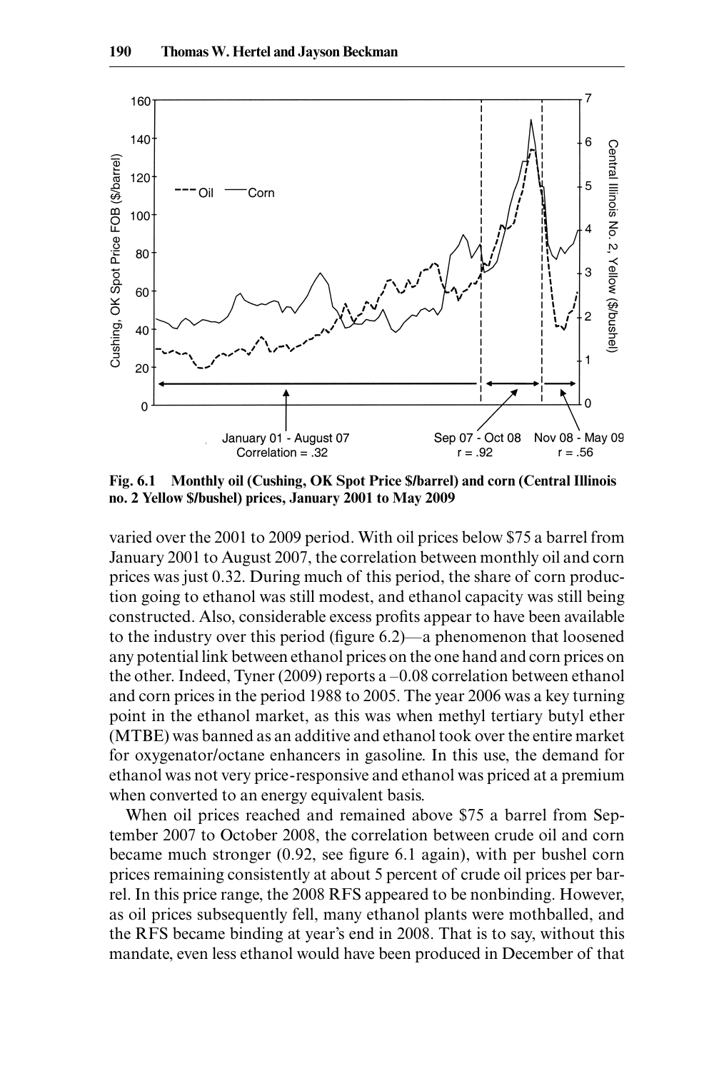Fig. 6.1 Monthly oil (Cushing, OK Spot Price $/barrel) and corn (Central Illinois no. 2 Yellow $/bushel) prices, January 2001 to May 2009

varied over the 2001 to 2009 period. With oil prices below $75 a barrel from January 2001 to August 2007, the correlation between monthly oil and corn prices was just 0.32. During much of this period, the share of corn production going to ethanol was still modest, and ethanol capacity was still being constructed. Also, considerable excess profits appear to have been available to the industry over this period (figure 6.2)—a phenomenon that loosened any potential link between ethanol prices on the one hand and corn prices on the other. Indeed, Tyner (2009) reports a –0.08 correlation between ethanol and corn prices in the period 1988 to 2005. The year 2006 was a key turning point in the ethanol market, as this was when methyl tertiary butyl ether (MTBE) was banned as an additive and ethanol took over the entire market for oxygenator/octane enhancers in gasoline. In this use, the demand for ethanol was not very price-responsive and ethanol was priced at a premium when converted to an energy equivalent basis.

When oil prices reached and remained above $75 a barrel from September 2007 to October 2008, the correlation between crude oil and corn became much stronger (0.92, see figure 6.1 again), with per bushel corn prices remaining consistently at about 5 percent of crude oil prices per barrel. In this price range, the 2008 RFS appeared to be nonbinding. However, as oil prices subsequently fell, many ethanol plants were mothballed, and the RFS became binding at year's end in 2008. That is to say, without this mandate, even less ethanol would have been produced in December of that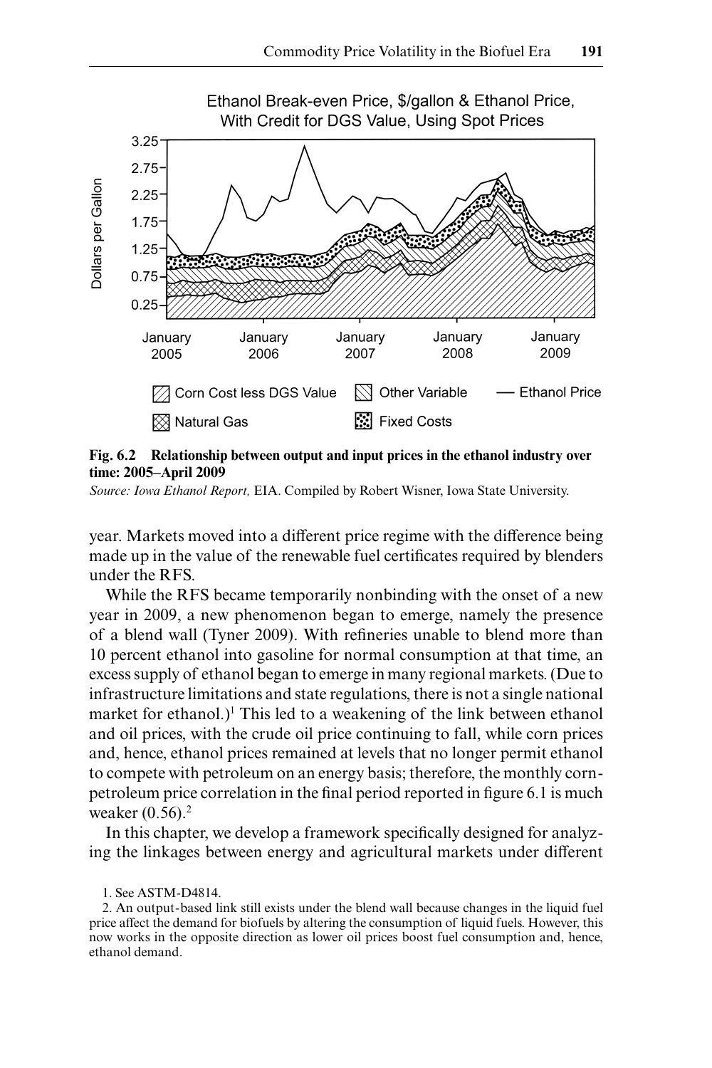**Fig. 6.2 Relationship between output and input prices in the ethanol industry over time: 2005–April 2009**

*Source: Iowa Ethanol Report,* EIA. Compiled by Robert Wisner, Iowa State University.

year. Markets moved into a different price regime with the difference being made up in the value of the renewable fuel certificates required by blenders under the RFS.

While the RFS became temporarily nonbinding with the onset of a new year in 2009, a new phenomenon began to emerge, namely the presence of a blend wall (Tyner 2009). With refineries unable to blend more than 10 percent ethanol into gasoline for normal consumption at that time, an excess supply of ethanol began to emerge in many regional markets. (Due to infrastructure limitations and state regulations, there is not a single national market for ethanol.)[1] This led to a weakening of the link between ethanol and oil prices, with the crude oil price continuing to fall, while corn prices and, hence, ethanol prices remained at levels that no longer permit ethanol to compete with petroleum on an energy basis; therefore, the monthly corn-petroleum price correlation in the final period reported in figure 6.1 is much weaker (0.56).[2]

In this chapter, we develop a framework specifically designed for analyzing the linkages between energy and agricultural markets under different

1. See ASTM-D4814.

2. An output-based link still exists under the blend wall because changes in the liquid fuel price affect the demand for biofuels by altering the consumption of liquid fuels. However, this now works in the opposite direction as lower oil prices boost fuel consumption and, hence, ethanol demand.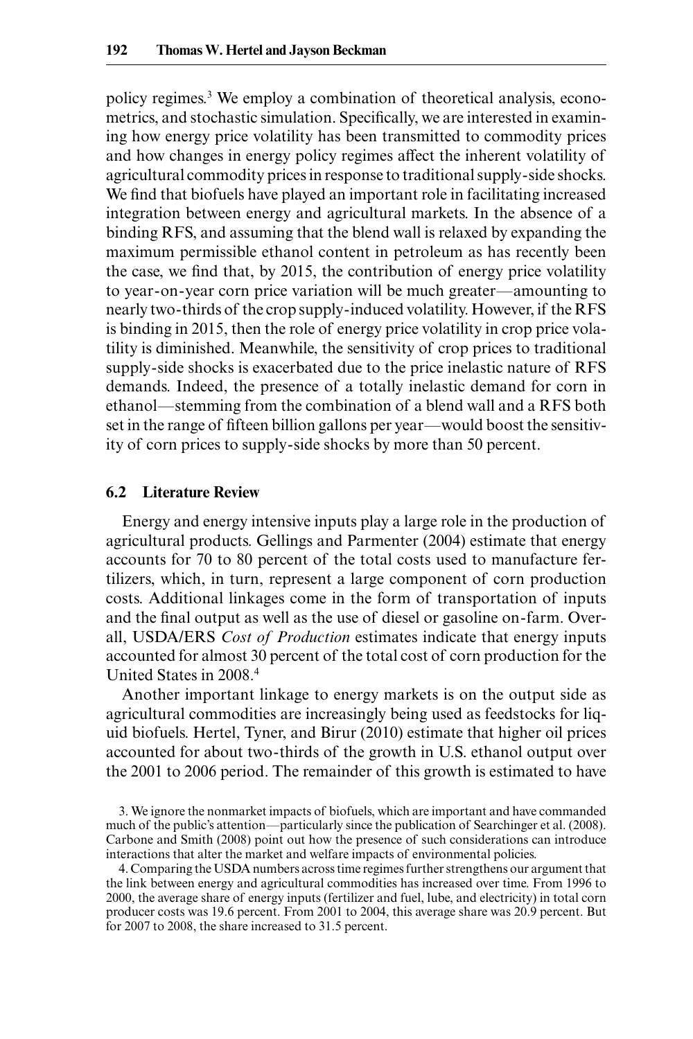policy regimes.[3] We employ a combination of theoretical analysis, econometrics, and stochastic simulation. Specifically, we are interested in examining how energy price volatility has been transmitted to commodity prices and how changes in energy policy regimes affect the inherent volatility of agricultural commodity prices in response to traditional supply-side shocks. We find that biofuels have played an important role in facilitating increased integration between energy and agricultural markets. In the absence of a binding RFS, and assuming that the blend wall is relaxed by expanding the maximum permissible ethanol content in petroleum as has recently been the case, we find that, by 2015, the contribution of energy price volatility to year-on-year corn price variation will be much greater—amounting to nearly two-thirds of the crop supply-induced volatility. However, if the RFS is binding in 2015, then the role of energy price volatility in crop price volatility is diminished. Meanwhile, the sensitivity of crop prices to traditional supply-side shocks is exacerbated due to the price inelastic nature of RFS demands. Indeed, the presence of a totally inelastic demand for corn in ethanol—stemming from the combination of a blend wall and a RFS both set in the range of fifteen billion gallons per year—would boost the sensitivity of corn prices to supply-side shocks by more than 50 percent.

## 6.2 Literature Review

Energy and energy intensive inputs play a large role in the production of agricultural products. Gellings and Parmenter (2004) estimate that energy accounts for 70 to 80 percent of the total costs used to manufacture fertilizers, which, in turn, represent a large component of corn production costs. Additional linkages come in the form of transportation of inputs and the final output as well as the use of diesel or gasoline on-farm. Overall, USDA/ERS *Cost of Production* estimates indicate that energy inputs accounted for almost 30 percent of the total cost of corn production for the United States in 2008.[4]

Another important linkage to energy markets is on the output side as agricultural commodities are increasingly being used as feedstocks for liquid biofuels. Hertel, Tyner, and Birur (2010) estimate that higher oil prices accounted for about two-thirds of the growth in U.S. ethanol output over the 2001 to 2006 period. The remainder of this growth is estimated to have

3. We ignore the nonmarket impacts of biofuels, which are important and have commanded much of the public's attention—particularly since the publication of Searchinger et al. (2008). Carbone and Smith (2008) point out how the presence of such considerations can introduce interactions that alter the market and welfare impacts of environmental policies.

4. Comparing the USDA numbers across time regimes further strengthens our argument that the link between energy and agricultural commodities has increased over time. From 1996 to 2000, the average share of energy inputs (fertilizer and fuel, lube, and electricity) in total corn producer costs was 19.6 percent. From 2001 to 2004, this average share was 20.9 percent. But for 2007 to 2008, the share increased to 31.5 percent.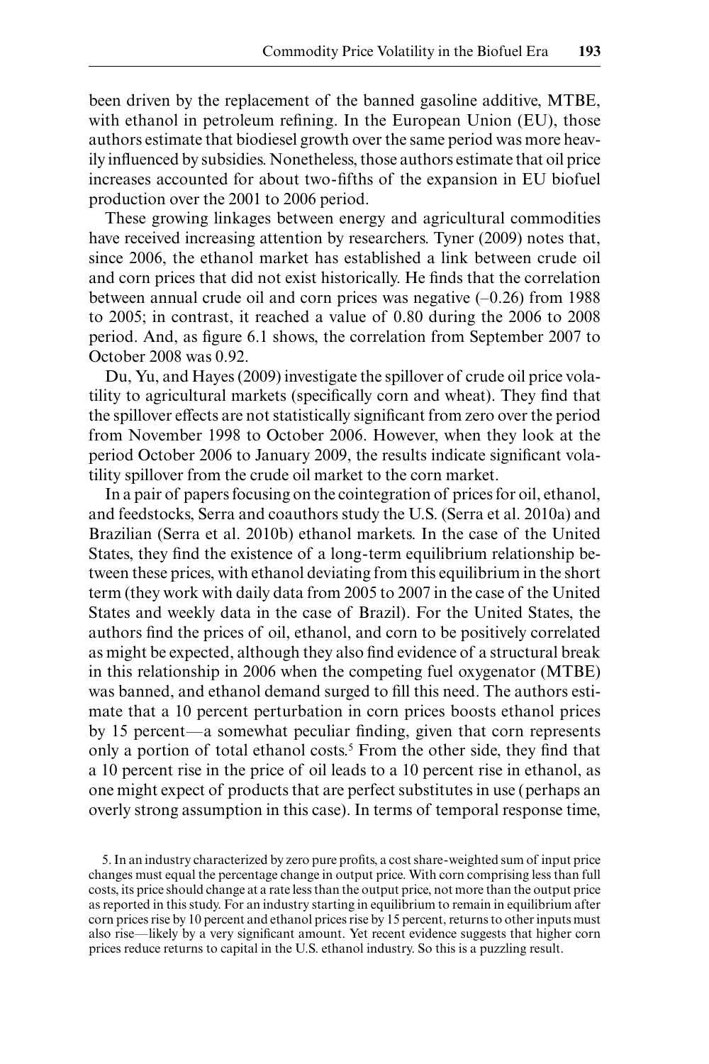been driven by the replacement of the banned gasoline additive, MTBE, with ethanol in petroleum refining. In the European Union (EU), those authors estimate that biodiesel growth over the same period was more heavily influenced by subsidies. Nonetheless, those authors estimate that oil price increases accounted for about two-fifths of the expansion in EU biofuel production over the 2001 to 2006 period.

These growing linkages between energy and agricultural commodities have received increasing attention by researchers. Tyner (2009) notes that, since 2006, the ethanol market has established a link between crude oil and corn prices that did not exist historically. He finds that the correlation between annual crude oil and corn prices was negative (–0.26) from 1988 to 2005; in contrast, it reached a value of 0.80 during the 2006 to 2008 period. And, as figure 6.1 shows, the correlation from September 2007 to October 2008 was 0.92.

Du, Yu, and Hayes (2009) investigate the spillover of crude oil price volatility to agricultural markets (specifically corn and wheat). They find that the spillover effects are not statistically significant from zero over the period from November 1998 to October 2006. However, when they look at the period October 2006 to January 2009, the results indicate significant volatility spillover from the crude oil market to the corn market.

In a pair of papers focusing on the cointegration of prices for oil, ethanol, and feedstocks, Serra and coauthors study the U.S. (Serra et al. 2010a) and Brazilian (Serra et al. 2010b) ethanol markets. In the case of the United States, they find the existence of a long-term equilibrium relationship between these prices, with ethanol deviating from this equilibrium in the short term (they work with daily data from 2005 to 2007 in the case of the United States and weekly data in the case of Brazil). For the United States, the authors find the prices of oil, ethanol, and corn to be positively correlated as might be expected, although they also find evidence of a structural break in this relationship in 2006 when the competing fuel oxygenator (MTBE) was banned, and ethanol demand surged to fill this need. The authors estimate that a 10 percent perturbation in corn prices boosts ethanol prices by 15 percent—a somewhat peculiar finding, given that corn represents only a portion of total ethanol costs.[5] From the other side, they find that a 10 percent rise in the price of oil leads to a 10 percent rise in ethanol, as one might expect of products that are perfect substitutes in use (perhaps an overly strong assumption in this case). In terms of temporal response time,

5. In an industry characterized by zero pure profits, a cost share-weighted sum of input price changes must equal the percentage change in output price. With corn comprising less than full costs, its price should change at a rate less than the output price, not more than the output price as reported in this study. For an industry starting in equilibrium to remain in equilibrium after corn prices rise by 10 percent and ethanol prices rise by 15 percent, returns to other inputs must also rise—likely by a very significant amount. Yet recent evidence suggests that higher corn prices reduce returns to capital in the U.S. ethanol industry. So this is a puzzling result.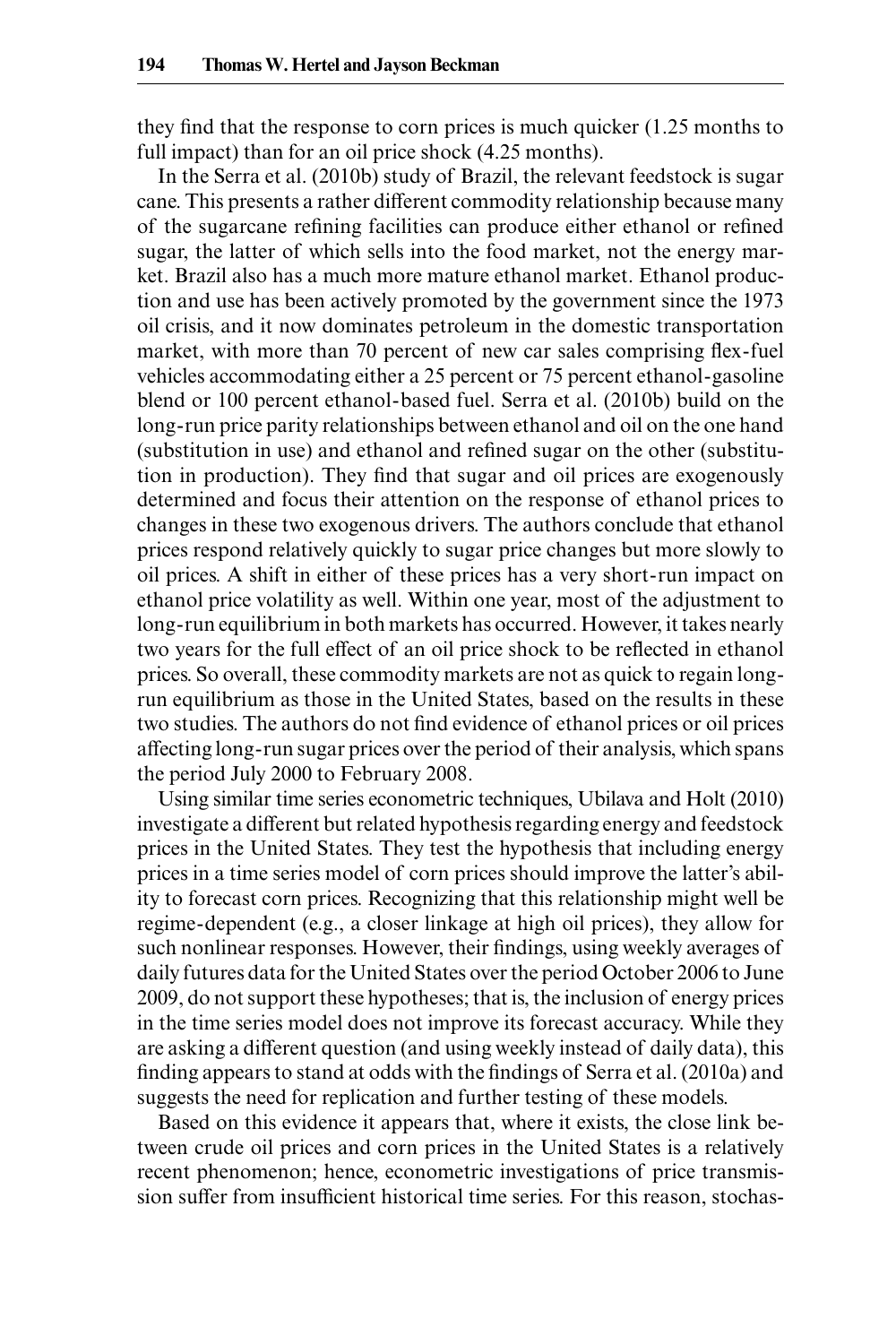they find that the response to corn prices is much quicker (1.25 months to full impact) than for an oil price shock (4.25 months).

In the Serra et al. (2010b) study of Brazil, the relevant feedstock is sugar cane. This presents a rather different commodity relationship because many of the sugarcane refining facilities can produce either ethanol or refined sugar, the latter of which sells into the food market, not the energy market. Brazil also has a much more mature ethanol market. Ethanol production and use has been actively promoted by the government since the 1973 oil crisis, and it now dominates petroleum in the domestic transportation market, with more than 70 percent of new car sales comprising flex-fuel vehicles accommodating either a 25 percent or 75 percent ethanol-gasoline blend or 100 percent ethanol-based fuel. Serra et al. (2010b) build on the long-run price parity relationships between ethanol and oil on the one hand (substitution in use) and ethanol and refined sugar on the other (substitution in production). They find that sugar and oil prices are exogenously determined and focus their attention on the response of ethanol prices to changes in these two exogenous drivers. The authors conclude that ethanol prices respond relatively quickly to sugar price changes but more slowly to oil prices. A shift in either of these prices has a very short-run impact on ethanol price volatility as well. Within one year, most of the adjustment to long-run equilibrium in both markets has occurred. However, it takes nearly two years for the full effect of an oil price shock to be reflected in ethanol prices. So overall, these commodity markets are not as quick to regain long-run equilibrium as those in the United States, based on the results in these two studies. The authors do not find evidence of ethanol prices or oil prices affecting long-run sugar prices over the period of their analysis, which spans the period July 2000 to February 2008.

Using similar time series econometric techniques, Ubilava and Holt (2010) investigate a different but related hypothesis regarding energy and feedstock prices in the United States. They test the hypothesis that including energy prices in a time series model of corn prices should improve the latter's ability to forecast corn prices. Recognizing that this relationship might well be regime-dependent (e.g., a closer linkage at high oil prices), they allow for such nonlinear responses. However, their findings, using weekly averages of daily futures data for the United States over the period October 2006 to June 2009, do not support these hypotheses; that is, the inclusion of energy prices in the time series model does not improve its forecast accuracy. While they are asking a different question (and using weekly instead of daily data), this finding appears to stand at odds with the findings of Serra et al. (2010a) and suggests the need for replication and further testing of these models.

Based on this evidence it appears that, where it exists, the close link between crude oil prices and corn prices in the United States is a relatively recent phenomenon; hence, econometric investigations of price transmission suffer from insufficient historical time series. For this reason, stochas-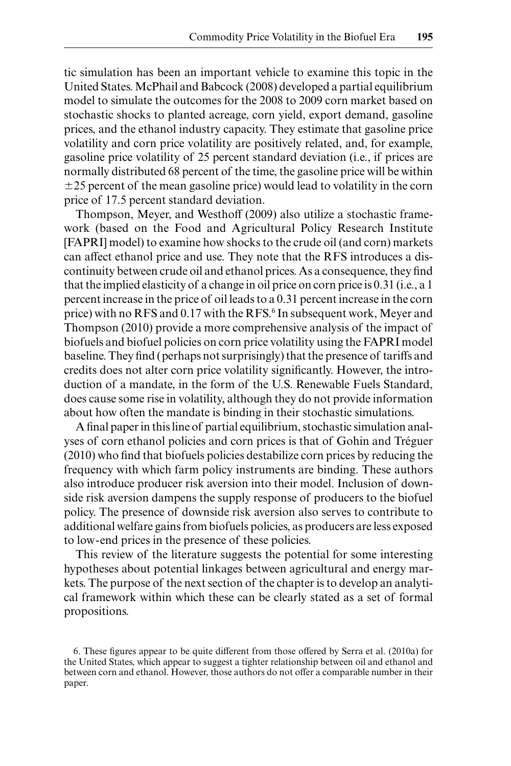tic simulation has been an important vehicle to examine this topic in the United States. McPhail and Babcock (2008) developed a partial equilibrium model to simulate the outcomes for the 2008 to 2009 corn market based on stochastic shocks to planted acreage, corn yield, export demand, gasoline prices, and the ethanol industry capacity. They estimate that gasoline price volatility and corn price volatility are positively related, and, for example, gasoline price volatility of 25 percent standard deviation (i.e., if prices are normally distributed 68 percent of the time, the gasoline price will be within $\pm 25$ percent of the mean gasoline price) would lead to volatility in the corn price of 17.5 percent standard deviation.

Thompson, Meyer, and Westhoff (2009) also utilize a stochastic framework (based on the Food and Agricultural Policy Research Institute [FAPRI] model) to examine how shocks to the crude oil (and corn) markets can affect ethanol price and use. They note that the RFS introduces a discontinuity between crude oil and ethanol prices. As a consequence, they find that the implied elasticity of a change in oil price on corn price is 0.31 (i.e., a 1 percent increase in the price of oil leads to a 0.31 percent increase in the corn price) with no RFS and 0.17 with the RFS.[6] In subsequent work, Meyer and Thompson (2010) provide a more comprehensive analysis of the impact of biofuels and biofuel policies on corn price volatility using the FAPRI model baseline. They find (perhaps not surprisingly) that the presence of tariffs and credits does not alter corn price volatility significantly. However, the introduction of a mandate, in the form of the U.S. Renewable Fuels Standard, does cause some rise in volatility, although they do not provide information about how often the mandate is binding in their stochastic simulations.

A final paper in this line of partial equilibrium, stochastic simulation analyses of corn ethanol policies and corn prices is that of Gohin and Tréguer (2010) who find that biofuels policies destabilize corn prices by reducing the frequency with which farm policy instruments are binding. These authors also introduce producer risk aversion into their model. Inclusion of downside risk aversion dampens the supply response of producers to the biofuel policy. The presence of downside risk aversion also serves to contribute to additional welfare gains from biofuels policies, as producers are less exposed to low-end prices in the presence of these policies.

This review of the literature suggests the potential for some interesting hypotheses about potential linkages between agricultural and energy markets. The purpose of the next section of the chapter is to develop an analytical framework within which these can be clearly stated as a set of formal propositions.

6. These figures appear to be quite different from those offered by Serra et al. (2010a) for the United States, which appear to suggest a tighter relationship between oil and ethanol and between corn and ethanol. However, those authors do not offer a comparable number in their paper.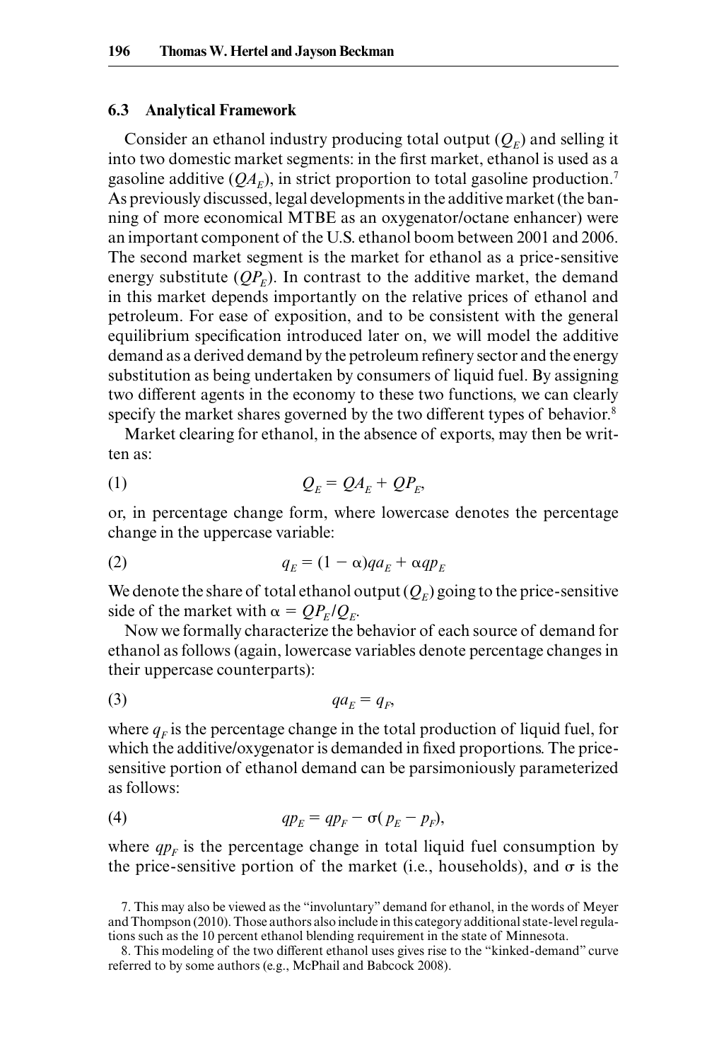## 6.3 Analytical Framework

Consider an ethanol industry producing total output ($Q_E$) and selling it into two domestic market segments: in the first market, ethanol is used as a gasoline additive ($QA_E$), in strict proportion to total gasoline production.[7] As previously discussed, legal developments in the additive market (the banning of more economical MTBE as an oxygenator/octane enhancer) were an important component of the U.S. ethanol boom between 2001 and 2006. The second market segment is the market for ethanol as a price-sensitive energy substitute ($QP_E$). In contrast to the additive market, the demand in this market depends importantly on the relative prices of ethanol and petroleum. For ease of exposition, and to be consistent with the general equilibrium specification introduced later on, we will model the additive demand as a derived demand by the petroleum refinery sector and the energy substitution as being undertaken by consumers of liquid fuel. By assigning two different agents in the economy to these two functions, we can clearly specify the market shares governed by the two different types of behavior.[8]

Market clearing for ethanol, in the absence of exports, may then be written as:

$$Q_E = QA_E + QP_E, \tag{1}$$

or, in percentage change form, where lowercase denotes the percentage change in the uppercase variable:

$$q_E = (1 - \alpha)qa_E + \alpha qp_E \tag{2}$$

We denote the share of total ethanol output ($Q_E$) going to the price-sensitive side of the market with $\alpha = QP_E/Q_E$.

Now we formally characterize the behavior of each source of demand for ethanol as follows (again, lowercase variables denote percentage changes in their uppercase counterparts):

$$qa_E = q_F, \tag{3}$$

where $q_F$ is the percentage change in the total production of liquid fuel, for which the additive/oxygenator is demanded in fixed proportions. The price-sensitive portion of ethanol demand can be parsimoniously parameterized as follows:

$$qp_E = qp_F - \sigma(p_E - p_F), \tag{4}$$

where $qp_F$ is the percentage change in total liquid fuel consumption by the price-sensitive portion of the market (i.e., households), and $\sigma$ is the

7. This may also be viewed as the "involuntary" demand for ethanol, in the words of Meyer and Thompson (2010). Those authors also include in this category additional state-level regulations such as the 10 percent ethanol blending requirement in the state of Minnesota.

8. This modeling of the two different ethanol uses gives rise to the "kinked-demand" curve referred to by some authors (e.g., McPhail and Babcock 2008).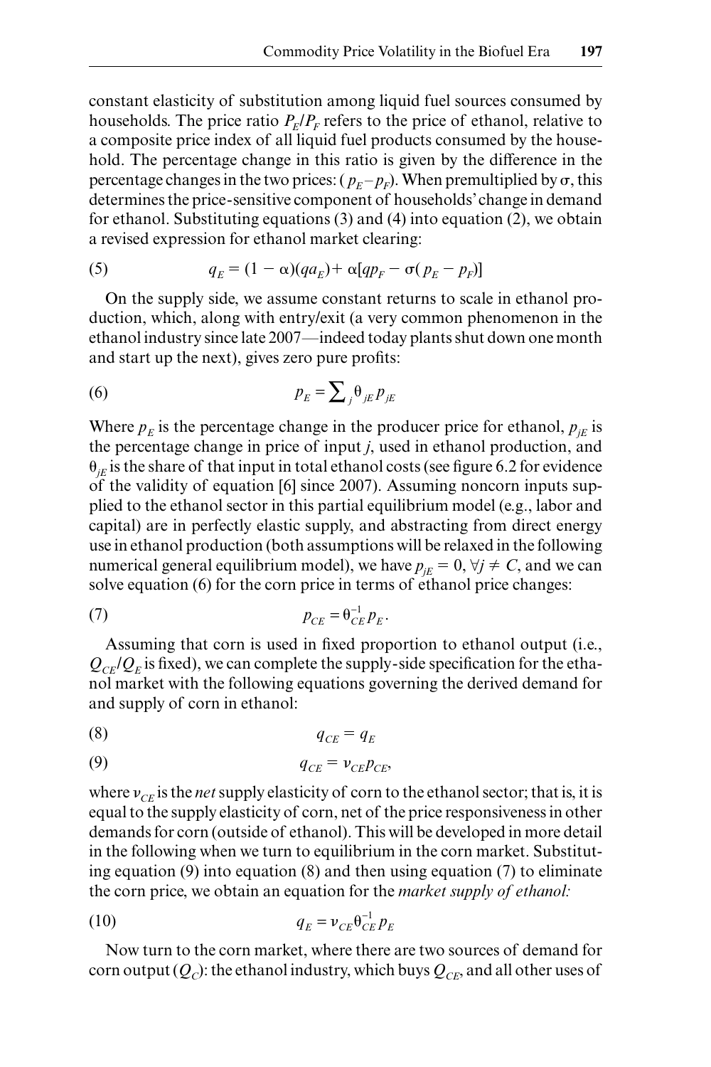constant elasticity of substitution among liquid fuel sources consumed by households. The price ratio $P_E/P_F$ refers to the price of ethanol, relative to a composite price index of all liquid fuel products consumed by the household. The percentage change in this ratio is given by the difference in the percentage changes in the two prices: ($p_E - p_F$). When premultiplied by $\sigma$, this determines the price-sensitive component of households' change in demand for ethanol. Substituting equations (3) and (4) into equation (2), we obtain a revised expression for ethanol market clearing:

$$q_E = (1 - \alpha)(qa_E) + \alpha[qp_F - \sigma(p_E - p_F)] \tag{5}$$

On the supply side, we assume constant returns to scale in ethanol production, which, along with entry/exit (a very common phenomenon in the ethanol industry since late 2007—indeed today plants shut down one month and start up the next), gives zero pure profits:

$$p_E = \sum_j \theta_{jE} p_{jE} \tag{6}$$

Where $p_E$ is the percentage change in the producer price for ethanol, $p_{jE}$ is the percentage change in price of input $j$, used in ethanol production, and $\theta_{jE}$ is the share of that input in total ethanol costs (see figure 6.2 for evidence of the validity of equation [6] since 2007). Assuming noncorn inputs supplied to the ethanol sector in this partial equilibrium model (e.g., labor and capital) are in perfectly elastic supply, and abstracting from direct energy use in ethanol production (both assumptions will be relaxed in the following numerical general equilibrium model), we have $p_{jE} = 0, \forall j \neq C$, and we can solve equation (6) for the corn price in terms of ethanol price changes:

$$p_{CE} = \theta_{CE}^{-1} p_E. \tag{7}$$

Assuming that corn is used in fixed proportion to ethanol output (i.e., $Q_{CE}/Q_E$ is fixed), we can complete the supply-side specification for the ethanol market with the following equations governing the derived demand for and supply of corn in ethanol:

$$q_{CE} = q_E \tag{8}$$

$$q_{CE} = \nu_{CE} p_{CE}, \tag{9}$$

where $\nu_{CE}$ is the *net* supply elasticity of corn to the ethanol sector; that is, it is equal to the supply elasticity of corn, net of the price responsiveness in other demands for corn (outside of ethanol). This will be developed in more detail in the following when we turn to equilibrium in the corn market. Substituting equation (9) into equation (8) and then using equation (7) to eliminate the corn price, we obtain an equation for the *market supply of ethanol:*

$$q_E = \nu_{CE} \theta_{CE}^{-1} p_E \tag{10}$$

Now turn to the corn market, where there are two sources of demand for corn output ($Q_C$): the ethanol industry, which buys $Q_{CE}$, and all other uses of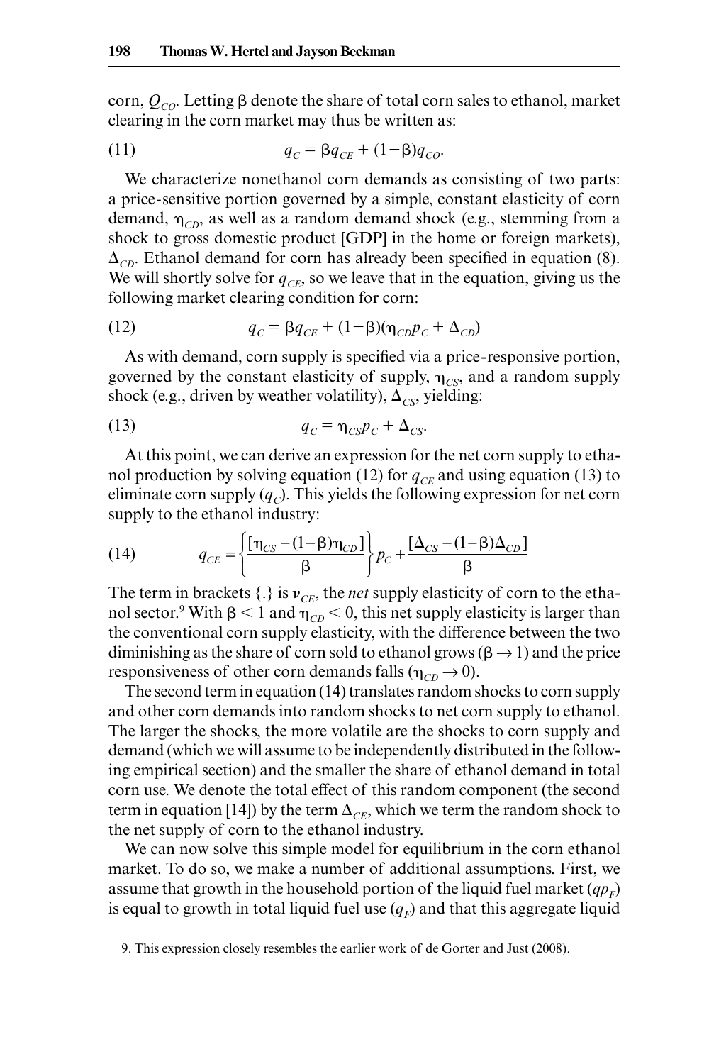corn, $Q_{CO}$. Letting $\beta$ denote the share of total corn sales to ethanol, market clearing in the corn market may thus be written as:

$$q_C = \beta q_{CE} + (1-\beta)q_{CO}. \tag{11}$$

We characterize nonethanol corn demands as consisting of two parts: a price-sensitive portion governed by a simple, constant elasticity of corn demand, $\eta_{CD}$, as well as a random demand shock (e.g., stemming from a shock to gross domestic product [GDP] in the home or foreign markets), $\Delta_{CD}$. Ethanol demand for corn has already been specified in equation (8). We will shortly solve for $q_{CE}$, so we leave that in the equation, giving us the following market clearing condition for corn:

$$q_C = \beta q_{CE} + (1-\beta)(\eta_{CD} p_C + \Delta_{CD}) \tag{12}$$

As with demand, corn supply is specified via a price-responsive portion, governed by the constant elasticity of supply, $\eta_{CS}$, and a random supply shock (e.g., driven by weather volatility), $\Delta_{CS}$, yielding:

$$q_C = \eta_{CS} p_C + \Delta_{CS}. \tag{13}$$

At this point, we can derive an expression for the net corn supply to ethanol production by solving equation (12) for $q_{CE}$ and using equation (13) to eliminate corn supply ($q_C$). This yields the following expression for net corn supply to the ethanol industry:

$$q_{CE} = \left\{ \frac{[\eta_{CS} - (1-\beta)\eta_{CD}]}{\beta} \right\} p_C + \frac{[\Delta_{CS} - (1-\beta)\Delta_{CD}]}{\beta} \tag{14}$$

The term in brackets {.} is $\nu_{CE}$, the *net* supply elasticity of corn to the ethanol sector.[9] With $\beta < 1$ and $\eta_{CD} < 0$, this net supply elasticity is larger than the conventional corn supply elasticity, with the difference between the two diminishing as the share of corn sold to ethanol grows ($\beta \rightarrow 1$) and the price responsiveness of other corn demands falls ($\eta_{CD} \rightarrow 0$).

The second term in equation (14) translates random shocks to corn supply and other corn demands into random shocks to net corn supply to ethanol. The larger the shocks, the more volatile are the shocks to corn supply and demand (which we will assume to be independently distributed in the following empirical section) and the smaller the share of ethanol demand in total corn use. We denote the total effect of this random component (the second term in equation [14]) by the term $\Delta_{CE}$, which we term the random shock to the net supply of corn to the ethanol industry.

We can now solve this simple model for equilibrium in the corn ethanol market. To do so, we make a number of additional assumptions. First, we assume that growth in the household portion of the liquid fuel market ($qp_F$) is equal to growth in total liquid fuel use ($q_F$) and that this aggregate liquid

9. This expression closely resembles the earlier work of de Gorter and Just (2008).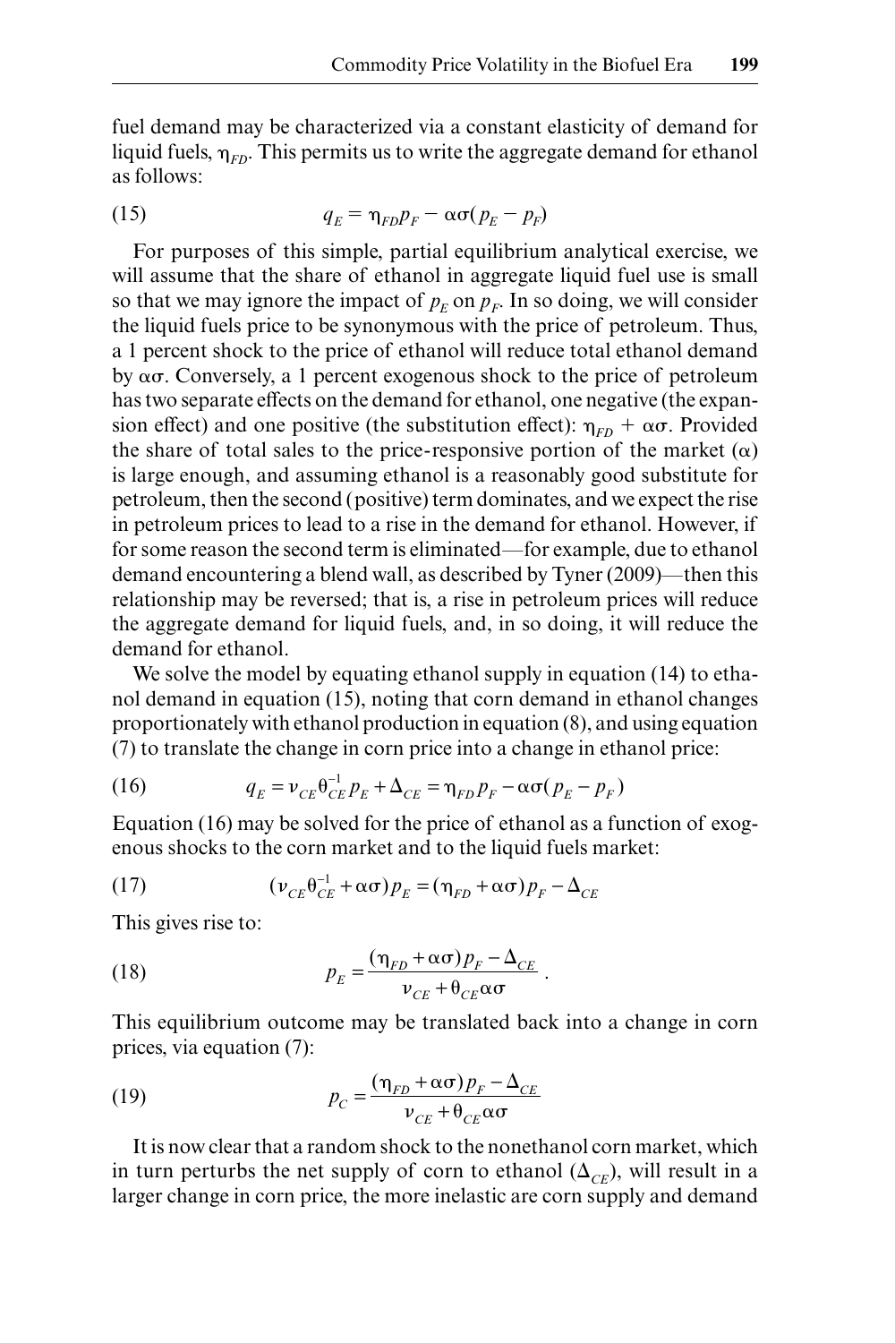fuel demand may be characterized via a constant elasticity of demand for liquid fuels, $\eta_{FD}$. This permits us to write the aggregate demand for ethanol as follows:

$$q_E = \eta_{FD} p_F - \alpha\sigma(p_E - p_F) \tag{15}$$

For purposes of this simple, partial equilibrium analytical exercise, we will assume that the share of ethanol in aggregate liquid fuel use is small so that we may ignore the impact of $p_E$ on $p_F$. In so doing, we will consider the liquid fuels price to be synonymous with the price of petroleum. Thus, a 1 percent shock to the price of ethanol will reduce total ethanol demand by $\alpha\sigma$. Conversely, a 1 percent exogenous shock to the price of petroleum has two separate effects on the demand for ethanol, one negative (the expansion effect) and one positive (the substitution effect): $\eta_{FD} + \alpha\sigma$. Provided the share of total sales to the price-responsive portion of the market ($\alpha$) is large enough, and assuming ethanol is a reasonably good substitute for petroleum, then the second (positive) term dominates, and we expect the rise in petroleum prices to lead to a rise in the demand for ethanol. However, if for some reason the second term is eliminated—for example, due to ethanol demand encountering a blend wall, as described by Tyner (2009)—then this relationship may be reversed; that is, a rise in petroleum prices will reduce the aggregate demand for liquid fuels, and, in so doing, it will reduce the demand for ethanol.

We solve the model by equating ethanol supply in equation (14) to ethanol demand in equation (15), noting that corn demand in ethanol changes proportionately with ethanol production in equation (8), and using equation (7) to translate the change in corn price into a change in ethanol price:

$$q_E = \nu_{CE}\theta_{CE}^{-1} p_E + \Delta_{CE} = \eta_{FD} p_F - \alpha\sigma(p_E - p_F) \tag{16}$$

Equation (16) may be solved for the price of ethanol as a function of exogenous shocks to the corn market and to the liquid fuels market:

$$(\nu_{CE}\theta_{CE}^{-1} + \alpha\sigma) p_E = (\eta_{FD} + \alpha\sigma) p_F - \Delta_{CE} \tag{17}$$

This gives rise to:

$$p_E = \frac{(\eta_{FD} + \alpha\sigma) p_F - \Delta_{CE}}{\nu_{CE} + \theta_{CE}\alpha\sigma}. \tag{18}$$

This equilibrium outcome may be translated back into a change in corn prices, via equation (7):

$$p_C = \frac{(\eta_{FD} + \alpha\sigma) p_F - \Delta_{CE}}{\nu_{CE} + \theta_{CE}\alpha\sigma} \tag{19}$$

It is now clear that a random shock to the nonethanol corn market, which in turn perturbs the net supply of corn to ethanol ($\Delta_{CE}$), will result in a larger change in corn price, the more inelastic are corn supply and demand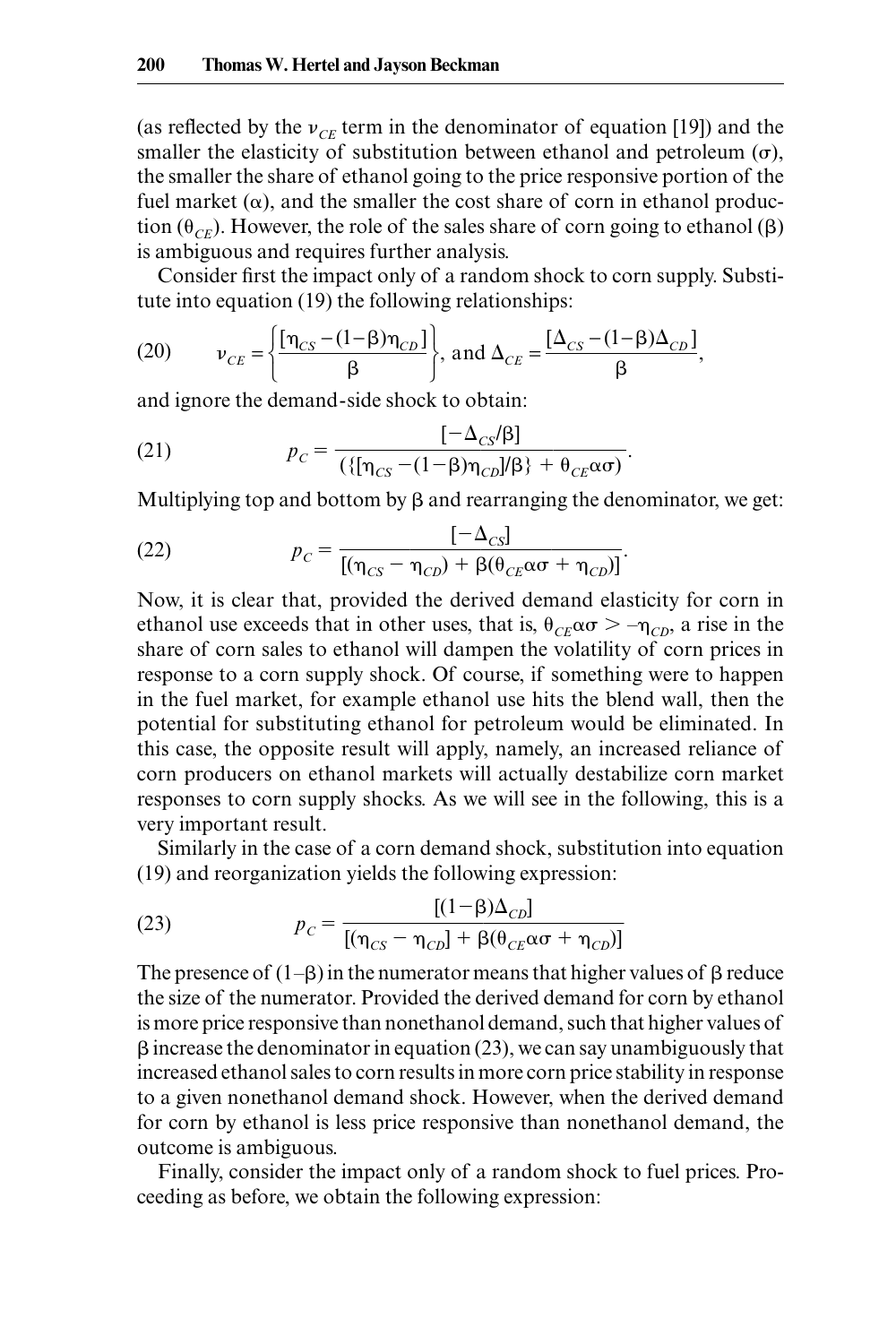(as reflected by the $\nu_{CE}$ term in the denominator of equation [19]) and the smaller the elasticity of substitution between ethanol and petroleum ($\sigma$), the smaller the share of ethanol going to the price responsive portion of the fuel market ($\alpha$), and the smaller the cost share of corn in ethanol production ($\theta_{CE}$). However, the role of the sales share of corn going to ethanol ($\beta$) is ambiguous and requires further analysis.

Consider first the impact only of a random shock to corn supply. Substitute into equation (19) the following relationships:

$$\nu_{CE} = \left\{\frac{[\eta_{CS} - (1-\beta)\eta_{CD}]}{\beta}\right\}, \text{ and } \Delta_{CE} = \frac{[\Delta_{CS} - (1-\beta)\Delta_{CD}]}{\beta}, \tag{20}$$

and ignore the demand-side shock to obtain:

$$p_C = \frac{[-\Delta_{CS}/\beta]}{(\{[\eta_{CS} - (1-\beta)\eta_{CD}]/\beta\} + \theta_{CE}\alpha\sigma)}. \tag{21}$$

Multiplying top and bottom by $\beta$ and rearranging the denominator, we get:

$$p_C = \frac{[-\Delta_{CS}]}{[(\eta_{CS} - \eta_{CD}) + \beta(\theta_{CE}\alpha\sigma + \eta_{CD})]}. \tag{22}$$

Now, it is clear that, provided the derived demand elasticity for corn in ethanol use exceeds that in other uses, that is, $\theta_{CE}\alpha\sigma > -\eta_{CD}$, a rise in the share of corn sales to ethanol will dampen the volatility of corn prices in response to a corn supply shock. Of course, if something were to happen in the fuel market, for example ethanol use hits the blend wall, then the potential for substituting ethanol for petroleum would be eliminated. In this case, the opposite result will apply, namely, an increased reliance of corn producers on ethanol markets will actually destabilize corn market responses to corn supply shocks. As we will see in the following, this is a very important result.

Similarly in the case of a corn demand shock, substitution into equation (19) and reorganization yields the following expression:

$$p_C = \frac{[(1-\beta)\Delta_{CD}]}{[(\eta_{CS} - \eta_{CD}] + \beta(\theta_{CE}\alpha\sigma + \eta_{CD})]} \tag{23}$$

The presence of $(1-\beta)$ in the numerator means that higher values of $\beta$ reduce the size of the numerator. Provided the derived demand for corn by ethanol is more price responsive than nonethanol demand, such that higher values of $\beta$ increase the denominator in equation (23), we can say unambiguously that increased ethanol sales to corn results in more corn price stability in response to a given nonethanol demand shock. However, when the derived demand for corn by ethanol is less price responsive than nonethanol demand, the outcome is ambiguous.

Finally, consider the impact only of a random shock to fuel prices. Proceeding as before, we obtain the following expression: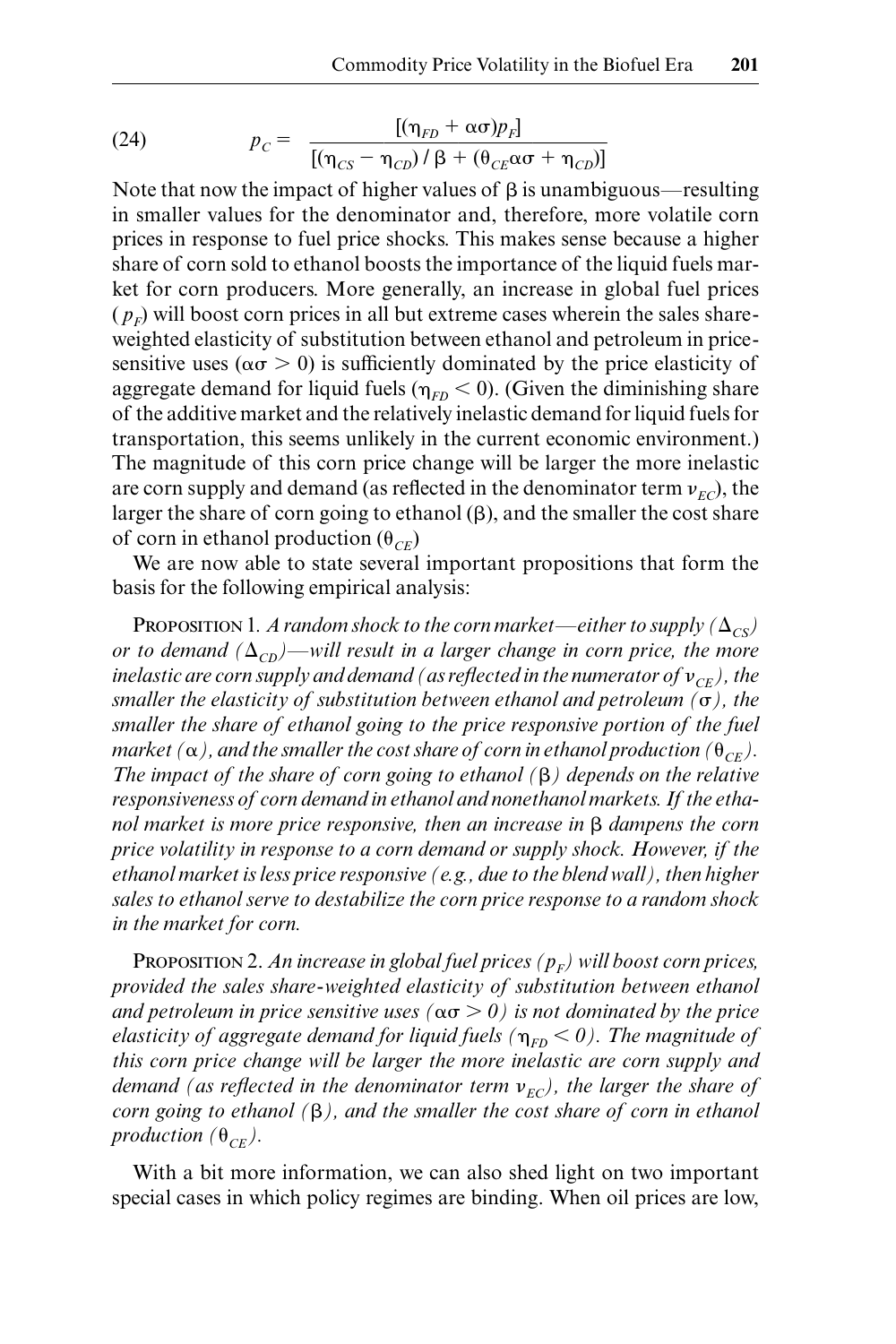$$p_C = \frac{[(\eta_{FD} + \alpha\sigma)p_F]}{[(\eta_{CS} - \eta_{CD}) / \beta + (\theta_{CE}\alpha\sigma + \eta_{CD})]} \tag{24}$$

Note that now the impact of higher values of $\beta$ is unambiguous—resulting in smaller values for the denominator and, therefore, more volatile corn prices in response to fuel price shocks. This makes sense because a higher share of corn sold to ethanol boosts the importance of the liquid fuels market for corn producers. More generally, an increase in global fuel prices ($p_F$) will boost corn prices in all but extreme cases wherein the sales share-weighted elasticity of substitution between ethanol and petroleum in price-sensitive uses ($\alpha\sigma > 0$) is sufficiently dominated by the price elasticity of aggregate demand for liquid fuels ($\eta_{FD} < 0$). (Given the diminishing share of the additive market and the relatively inelastic demand for liquid fuels for transportation, this seems unlikely in the current economic environment.) The magnitude of this corn price change will be larger the more inelastic are corn supply and demand (as reflected in the denominator term $\nu_{EC}$), the larger the share of corn going to ethanol ($\beta$), and the smaller the cost share of corn in ethanol production ($\theta_{CE}$)

We are now able to state several important propositions that form the basis for the following empirical analysis:

PROPOSITION 1. *A random shock to the corn market—either to supply ($\Delta_{CS}$) or to demand ($\Delta_{CD}$)—will result in a larger change in corn price, the more inelastic are corn supply and demand (as reflected in the numerator of $\nu_{CE}$), the smaller the elasticity of substitution between ethanol and petroleum ($\sigma$), the smaller the share of ethanol going to the price responsive portion of the fuel market ($\alpha$), and the smaller the cost share of corn in ethanol production ($\theta_{CE}$). The impact of the share of corn going to ethanol ($\beta$) depends on the relative responsiveness of corn demand in ethanol and nonethanol markets. If the ethanol market is more price responsive, then an increase in $\beta$ dampens the corn price volatility in response to a corn demand or supply shock. However, if the ethanol market is less price responsive (e.g., due to the blend wall), then higher sales to ethanol serve to destabilize the corn price response to a random shock in the market for corn.*

PROPOSITION 2. *An increase in global fuel prices ($p_F$) will boost corn prices, provided the sales share-weighted elasticity of substitution between ethanol and petroleum in price sensitive uses ($\alpha\sigma > 0$) is not dominated by the price elasticity of aggregate demand for liquid fuels ($\eta_{FD} < 0$). The magnitude of this corn price change will be larger the more inelastic are corn supply and demand (as reflected in the denominator term $\nu_{EC}$), the larger the share of corn going to ethanol ($\beta$), and the smaller the cost share of corn in ethanol production ($\theta_{CE}$).*

With a bit more information, we can also shed light on two important special cases in which policy regimes are binding. When oil prices are low,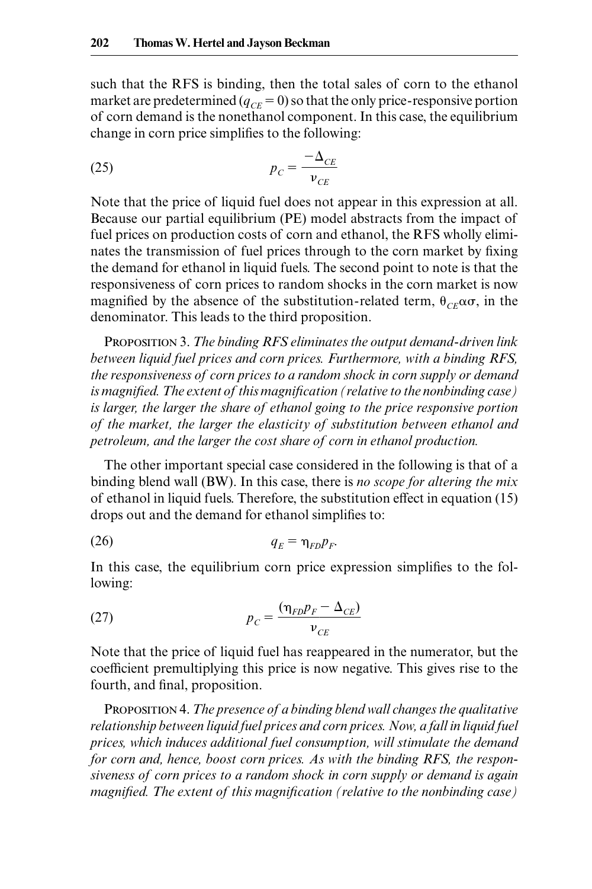such that the RFS is binding, then the total sales of corn to the ethanol market are predetermined ($q_{CE} = 0$) so that the only price-responsive portion of corn demand is the nonethanol component. In this case, the equilibrium change in corn price simplifies to the following:

$$p_C = \frac{-\Delta_{CE}}{\nu_{CE}} \tag{25}$$

Note that the price of liquid fuel does not appear in this expression at all. Because our partial equilibrium (PE) model abstracts from the impact of fuel prices on production costs of corn and ethanol, the RFS wholly eliminates the transmission of fuel prices through to the corn market by fixing the demand for ethanol in liquid fuels. The second point to note is that the responsiveness of corn prices to random shocks in the corn market is now magnified by the absence of the substitution-related term, $\theta_{CE}\alpha\sigma$, in the denominator. This leads to the third proposition.

PROPOSITION 3. *The binding RFS eliminates the output demand-driven link between liquid fuel prices and corn prices. Furthermore, with a binding RFS, the responsiveness of corn prices to a random shock in corn supply or demand is magnified. The extent of this magnification (relative to the nonbinding case) is larger, the larger the share of ethanol going to the price responsive portion of the market, the larger the elasticity of substitution between ethanol and petroleum, and the larger the cost share of corn in ethanol production.*

The other important special case considered in the following is that of a binding blend wall (BW). In this case, there is *no scope for altering the mix* of ethanol in liquid fuels. Therefore, the substitution effect in equation (15) drops out and the demand for ethanol simplifies to:

$$q_E = \eta_{FD} p_F. \tag{26}$$

In this case, the equilibrium corn price expression simplifies to the following:

$$p_C = \frac{(\eta_{FD} p_F - \Delta_{CE})}{\nu_{CE}} \tag{27}$$

Note that the price of liquid fuel has reappeared in the numerator, but the coefficient premultiplying this price is now negative. This gives rise to the fourth, and final, proposition.

PROPOSITION 4. *The presence of a binding blend wall changes the qualitative relationship between liquid fuel prices and corn prices. Now, a fall in liquid fuel prices, which induces additional fuel consumption, will stimulate the demand for corn and, hence, boost corn prices. As with the binding RFS, the responsiveness of corn prices to a random shock in corn supply or demand is again magnified. The extent of this magnification (relative to the nonbinding case)*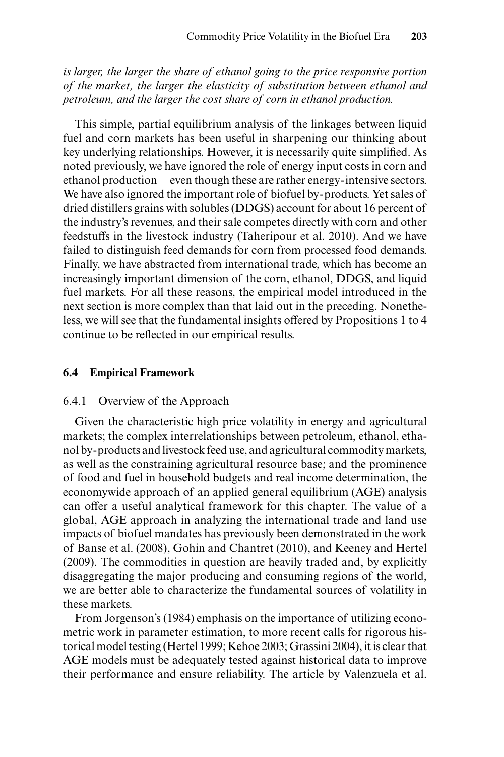*is larger, the larger the share of ethanol going to the price responsive portion of the market, the larger the elasticity of substitution between ethanol and petroleum, and the larger the cost share of corn in ethanol production.*

This simple, partial equilibrium analysis of the linkages between liquid fuel and corn markets has been useful in sharpening our thinking about key underlying relationships. However, it is necessarily quite simplified. As noted previously, we have ignored the role of energy input costs in corn and ethanol production—even though these are rather energy-intensive sectors. We have also ignored the important role of biofuel by-products. Yet sales of dried distillers grains with solubles (DDGS) account for about 16 percent of the industry's revenues, and their sale competes directly with corn and other feedstuffs in the livestock industry (Taheripour et al. 2010). And we have failed to distinguish feed demands for corn from processed food demands. Finally, we have abstracted from international trade, which has become an increasingly important dimension of the corn, ethanol, DDGS, and liquid fuel markets. For all these reasons, the empirical model introduced in the next section is more complex than that laid out in the preceding. Nonetheless, we will see that the fundamental insights offered by Propositions 1 to 4 continue to be reflected in our empirical results.

## 6.4 Empirical Framework

### 6.4.1 Overview of the Approach

Given the characteristic high price volatility in energy and agricultural markets; the complex interrelationships between petroleum, ethanol, ethanol by-products and livestock feed use, and agricultural commodity markets, as well as the constraining agricultural resource base; and the prominence of food and fuel in household budgets and real income determination, the economywide approach of an applied general equilibrium (AGE) analysis can offer a useful analytical framework for this chapter. The value of a global, AGE approach in analyzing the international trade and land use impacts of biofuel mandates has previously been demonstrated in the work of Banse et al. (2008), Gohin and Chantret (2010), and Keeney and Hertel (2009). The commodities in question are heavily traded and, by explicitly disaggregating the major producing and consuming regions of the world, we are better able to characterize the fundamental sources of volatility in these markets.

From Jorgenson's (1984) emphasis on the importance of utilizing econometric work in parameter estimation, to more recent calls for rigorous historical model testing (Hertel 1999; Kehoe 2003; Grassini 2004), it is clear that AGE models must be adequately tested against historical data to improve their performance and ensure reliability. The article by Valenzuela et al.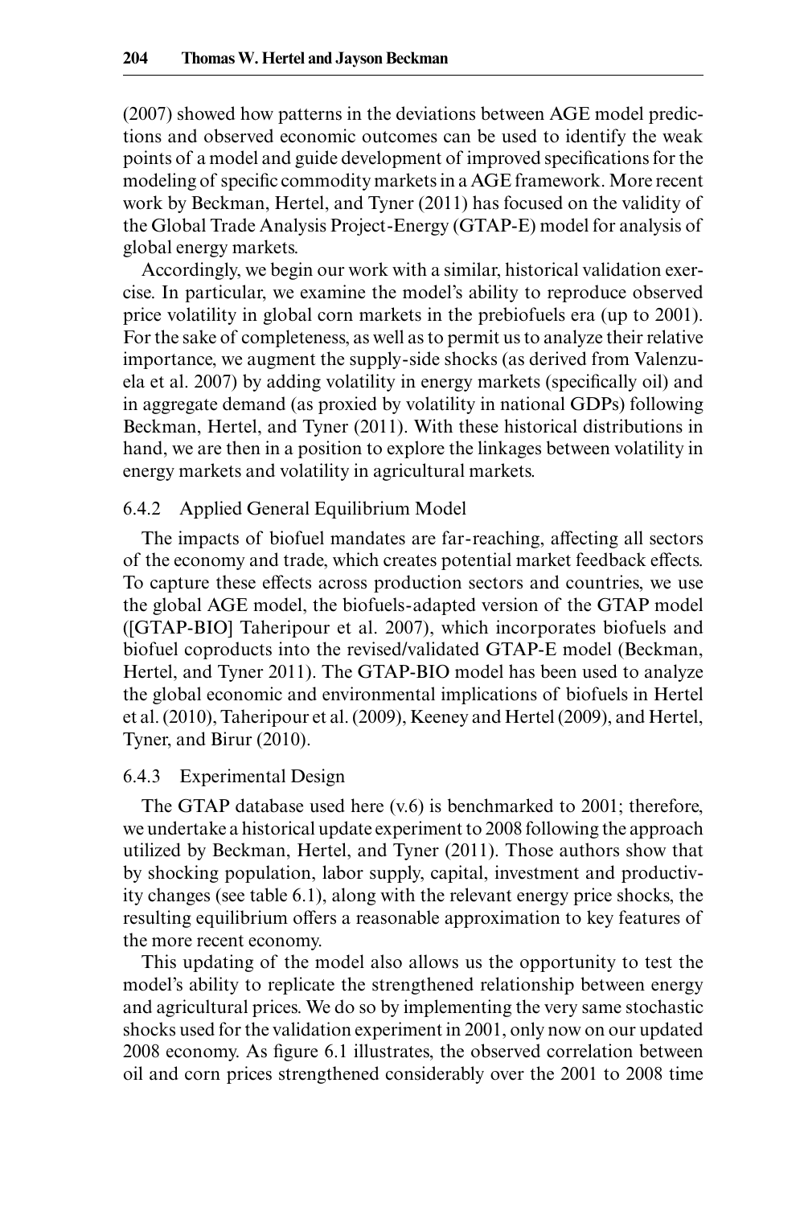(2007) showed how patterns in the deviations between AGE model predictions and observed economic outcomes can be used to identify the weak points of a model and guide development of improved specifications for the modeling of specific commodity markets in a AGE framework. More recent work by Beckman, Hertel, and Tyner (2011) has focused on the validity of the Global Trade Analysis Project-Energy (GTAP-E) model for analysis of global energy markets.

Accordingly, we begin our work with a similar, historical validation exercise. In particular, we examine the model's ability to reproduce observed price volatility in global corn markets in the prebiofuels era (up to 2001). For the sake of completeness, as well as to permit us to analyze their relative importance, we augment the supply-side shocks (as derived from Valenzuela et al. 2007) by adding volatility in energy markets (specifically oil) and in aggregate demand (as proxied by volatility in national GDPs) following Beckman, Hertel, and Tyner (2011). With these historical distributions in hand, we are then in a position to explore the linkages between volatility in energy markets and volatility in agricultural markets.

### 6.4.2 Applied General Equilibrium Model

The impacts of biofuel mandates are far-reaching, affecting all sectors of the economy and trade, which creates potential market feedback effects. To capture these effects across production sectors and countries, we use the global AGE model, the biofuels-adapted version of the GTAP model ([GTAP-BIO] Taheripour et al. 2007), which incorporates biofuels and biofuel coproducts into the revised/validated GTAP-E model (Beckman, Hertel, and Tyner 2011). The GTAP-BIO model has been used to analyze the global economic and environmental implications of biofuels in Hertel et al. (2010), Taheripour et al. (2009), Keeney and Hertel (2009), and Hertel, Tyner, and Birur (2010).

### 6.4.3 Experimental Design

The GTAP database used here (v.6) is benchmarked to 2001; therefore, we undertake a historical update experiment to 2008 following the approach utilized by Beckman, Hertel, and Tyner (2011). Those authors show that by shocking population, labor supply, capital, investment and productivity changes (see table 6.1), along with the relevant energy price shocks, the resulting equilibrium offers a reasonable approximation to key features of the more recent economy.

This updating of the model also allows us the opportunity to test the model's ability to replicate the strengthened relationship between energy and agricultural prices. We do so by implementing the very same stochastic shocks used for the validation experiment in 2001, only now on our updated 2008 economy. As figure 6.1 illustrates, the observed correlation between oil and corn prices strengthened considerably over the 2001 to 2008 time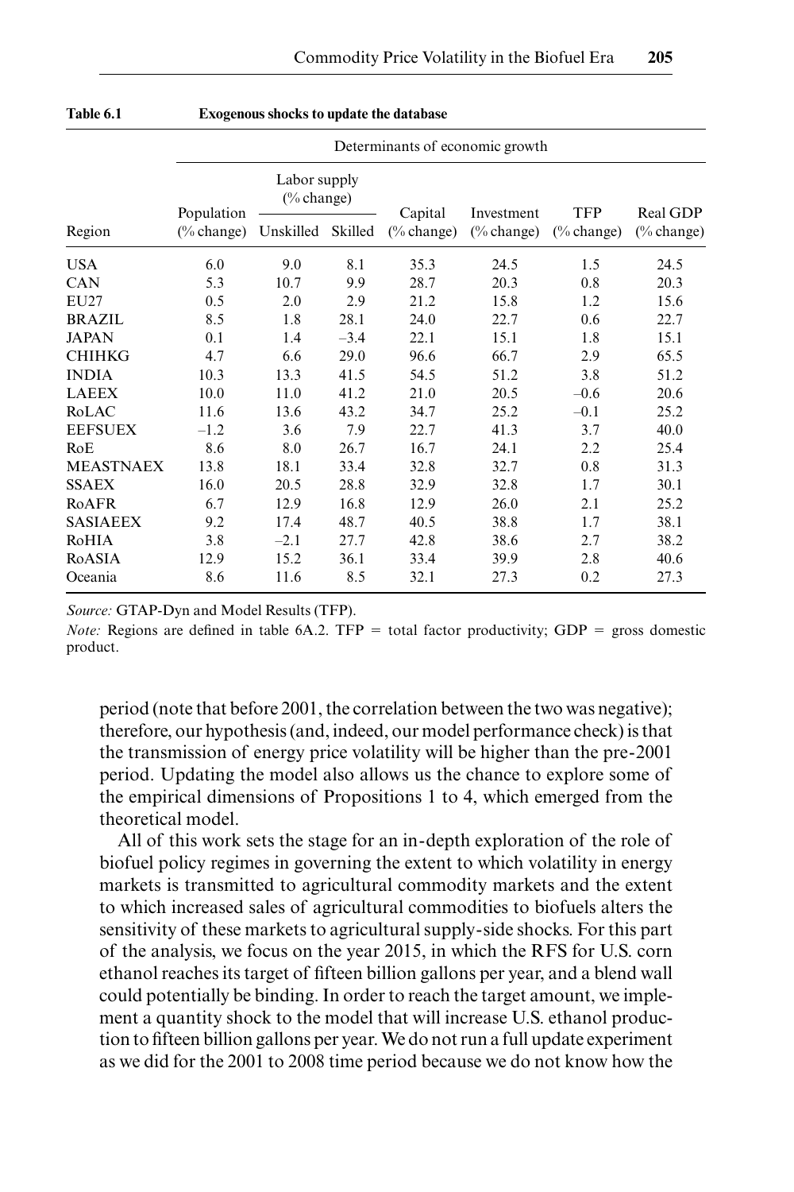**Table 6.1 Exogenous shocks to update the database**

| | Determinants of economic growth | | | | | | |
|---|---|---|---|---|---|---|---|
| | | Labor supply (% change) | | | | | |
| Region | Population (% change) | Unskilled | Skilled | Capital (% change) | Investment (% change) | TFP (% change) | Real GDP (% change) |
| USA | 6.0 | 9.0 | 8.1 | 35.3 | 24.5 | 1.5 | 24.5 |
| CAN | 5.3 | 10.7 | 9.9 | 28.7 | 20.3 | 0.8 | 20.3 |
| EU27 | 0.5 | 2.0 | 2.9 | 21.2 | 15.8 | 1.2 | 15.6 |
| BRAZIL | 8.5 | 1.8 | 28.1 | 24.0 | 22.7 | 0.6 | 22.7 |
| JAPAN | 0.1 | 1.4 | –3.4 | 22.1 | 15.1 | 1.8 | 15.1 |
| CHIHKG | 4.7 | 6.6 | 29.0 | 96.6 | 66.7 | 2.9 | 65.5 |
| INDIA | 10.3 | 13.3 | 41.5 | 54.5 | 51.2 | 3.8 | 51.2 |
| LAEEX | 10.0 | 11.0 | 41.2 | 21.0 | 20.5 | –0.6 | 20.6 |
| RoLAC | 11.6 | 13.6 | 43.2 | 34.7 | 25.2 | –0.1 | 25.2 |
| EEFSUEX | –1.2 | 3.6 | 7.9 | 22.7 | 41.3 | 3.7 | 40.0 |
| RoE | 8.6 | 8.0 | 26.7 | 16.7 | 24.1 | 2.2 | 25.4 |
| MEASTNAEX | 13.8 | 18.1 | 33.4 | 32.8 | 32.7 | 0.8 | 31.3 |
| SSAEX | 16.0 | 20.5 | 28.8 | 32.9 | 32.8 | 1.7 | 30.1 |
| RoAFR | 6.7 | 12.9 | 16.8 | 12.9 | 26.0 | 2.1 | 25.2 |
| SASIAEEX | 9.2 | 17.4 | 48.7 | 40.5 | 38.8 | 1.7 | 38.1 |
| RoHIA | 3.8 | –2.1 | 27.7 | 42.8 | 38.6 | 2.7 | 38.2 |
| RoASIA | 12.9 | 15.2 | 36.1 | 33.4 | 39.9 | 2.8 | 40.6 |
| Oceania | 8.6 | 11.6 | 8.5 | 32.1 | 27.3 | 0.2 | 27.3 |

*Source:* GTAP-Dyn and Model Results (TFP).

*Note:* Regions are defined in table 6A.2. TFP = total factor productivity; GDP = gross domestic product.

period (note that before 2001, the correlation between the two was negative); therefore, our hypothesis (and, indeed, our model performance check) is that the transmission of energy price volatility will be higher than the pre-2001 period. Updating the model also allows us the chance to explore some of the empirical dimensions of Propositions 1 to 4, which emerged from the theoretical model.

All of this work sets the stage for an in-depth exploration of the role of biofuel policy regimes in governing the extent to which volatility in energy markets is transmitted to agricultural commodity markets and the extent to which increased sales of agricultural commodities to biofuels alters the sensitivity of these markets to agricultural supply-side shocks. For this part of the analysis, we focus on the year 2015, in which the RFS for U.S. corn ethanol reaches its target of fifteen billion gallons per year, and a blend wall could potentially be binding. In order to reach the target amount, we implement a quantity shock to the model that will increase U.S. ethanol production to fifteen billion gallons per year. We do not run a full update experiment as we did for the 2001 to 2008 time period because we do not know how the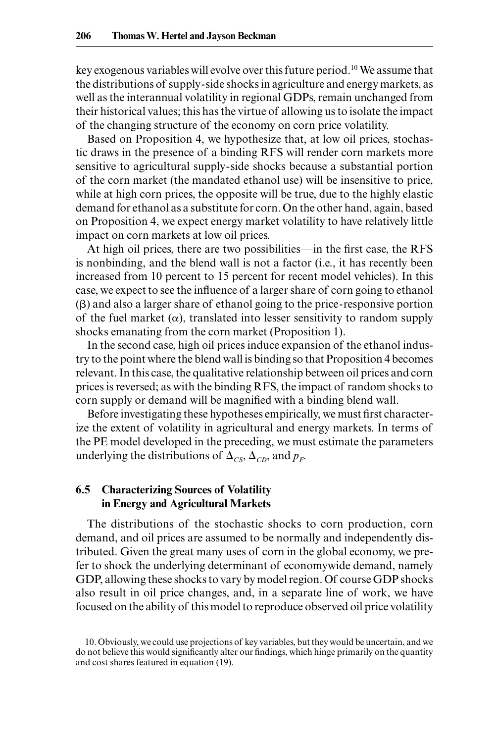key exogenous variables will evolve over this future period.[10] We assume that the distributions of supply-side shocks in agriculture and energy markets, as well as the interannual volatility in regional GDPs, remain unchanged from their historical values; this has the virtue of allowing us to isolate the impact of the changing structure of the economy on corn price volatility.

Based on Proposition 4, we hypothesize that, at low oil prices, stochastic draws in the presence of a binding RFS will render corn markets more sensitive to agricultural supply-side shocks because a substantial portion of the corn market (the mandated ethanol use) will be insensitive to price, while at high corn prices, the opposite will be true, due to the highly elastic demand for ethanol as a substitute for corn. On the other hand, again, based on Proposition 4, we expect energy market volatility to have relatively little impact on corn markets at low oil prices.

At high oil prices, there are two possibilities—in the first case, the RFS is nonbinding, and the blend wall is not a factor (i.e., it has recently been increased from 10 percent to 15 percent for recent model vehicles). In this case, we expect to see the influence of a larger share of corn going to ethanol ($\beta$) and also a larger share of ethanol going to the price-responsive portion of the fuel market ($\alpha$), translated into lesser sensitivity to random supply shocks emanating from the corn market (Proposition 1).

In the second case, high oil prices induce expansion of the ethanol industry to the point where the blend wall is binding so that Proposition 4 becomes relevant. In this case, the qualitative relationship between oil prices and corn prices is reversed; as with the binding RFS, the impact of random shocks to corn supply or demand will be magnified with a binding blend wall.

Before investigating these hypotheses empirically, we must first characterize the extent of volatility in agricultural and energy markets. In terms of the PE model developed in the preceding, we must estimate the parameters underlying the distributions of $\Delta_{CS}$, $\Delta_{CD}$, and $p_F$.

## 6.5 Characterizing Sources of Volatility in Energy and Agricultural Markets

The distributions of the stochastic shocks to corn production, corn demand, and oil prices are assumed to be normally and independently distributed. Given the great many uses of corn in the global economy, we prefer to shock the underlying determinant of economywide demand, namely GDP, allowing these shocks to vary by model region. Of course GDP shocks also result in oil price changes, and, in a separate line of work, we have focused on the ability of this model to reproduce observed oil price volatility

10. Obviously, we could use projections of key variables, but they would be uncertain, and we do not believe this would significantly alter our findings, which hinge primarily on the quantity and cost shares featured in equation (19).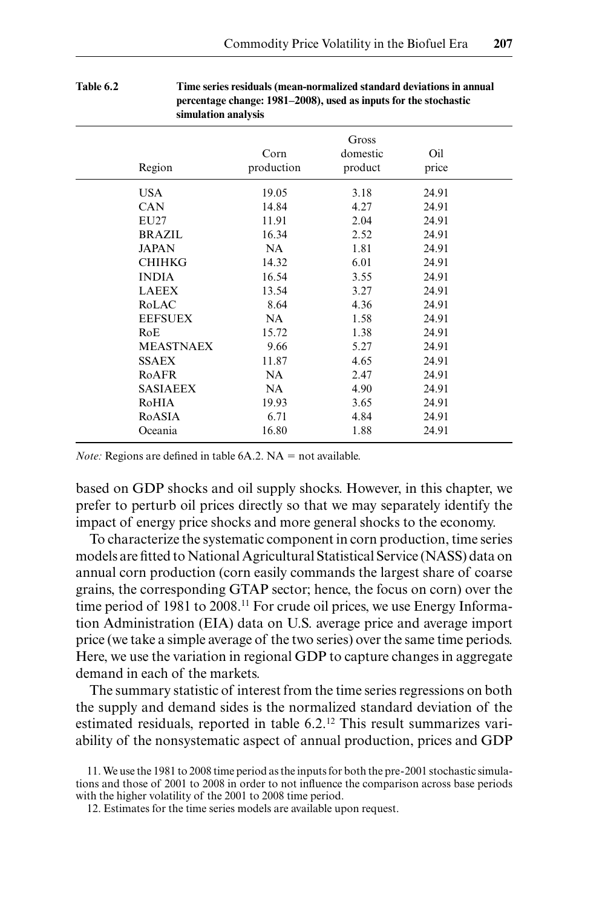Table 6.2 **Time series residuals (mean-normalized standard deviations in annual percentage change: 1981–2008), used as inputs for the stochastic simulation analysis**

| Region | Corn production | Gross domestic product | Oil price |
|---|---|---|---|
| USA | 19.05 | 3.18 | 24.91 |
| CAN | 14.84 | 4.27 | 24.91 |
| EU27 | 11.91 | 2.04 | 24.91 |
| BRAZIL | 16.34 | 2.52 | 24.91 |
| JAPAN | NA | 1.81 | 24.91 |
| CHIHKG | 14.32 | 6.01 | 24.91 |
| INDIA | 16.54 | 3.55 | 24.91 |
| LAEEX | 13.54 | 3.27 | 24.91 |
| RoLAC | 8.64 | 4.36 | 24.91 |
| EEFSUEX | NA | 1.58 | 24.91 |
| RoE | 15.72 | 1.38 | 24.91 |
| MEASTNAEX | 9.66 | 5.27 | 24.91 |
| SSAEX | 11.87 | 4.65 | 24.91 |
| RoAFR | NA | 2.47 | 24.91 |
| SASIAEEX | NA | 4.90 | 24.91 |
| RoHIA | 19.93 | 3.65 | 24.91 |
| RoASIA | 6.71 | 4.84 | 24.91 |
| Oceania | 16.80 | 1.88 | 24.91 |

*Note:* Regions are defined in table 6A.2. NA = not available.

based on GDP shocks and oil supply shocks. However, in this chapter, we prefer to perturb oil prices directly so that we may separately identify the impact of energy price shocks and more general shocks to the economy.

To characterize the systematic component in corn production, time series models are fitted to National Agricultural Statistical Service (NASS) data on annual corn production (corn easily commands the largest share of coarse grains, the corresponding GTAP sector; hence, the focus on corn) over the time period of 1981 to 2008.[11] For crude oil prices, we use Energy Information Administration (EIA) data on U.S. average price and average import price (we take a simple average of the two series) over the same time periods. Here, we use the variation in regional GDP to capture changes in aggregate demand in each of the markets.

The summary statistic of interest from the time series regressions on both the supply and demand sides is the normalized standard deviation of the estimated residuals, reported in table 6.2.[12] This result summarizes variability of the nonsystematic aspect of annual production, prices and GDP

11. We use the 1981 to 2008 time period as the inputs for both the pre-2001 stochastic simulations and those of 2001 to 2008 in order to not influence the comparison across base periods with the higher volatility of the 2001 to 2008 time period.

12. Estimates for the time series models are available upon request.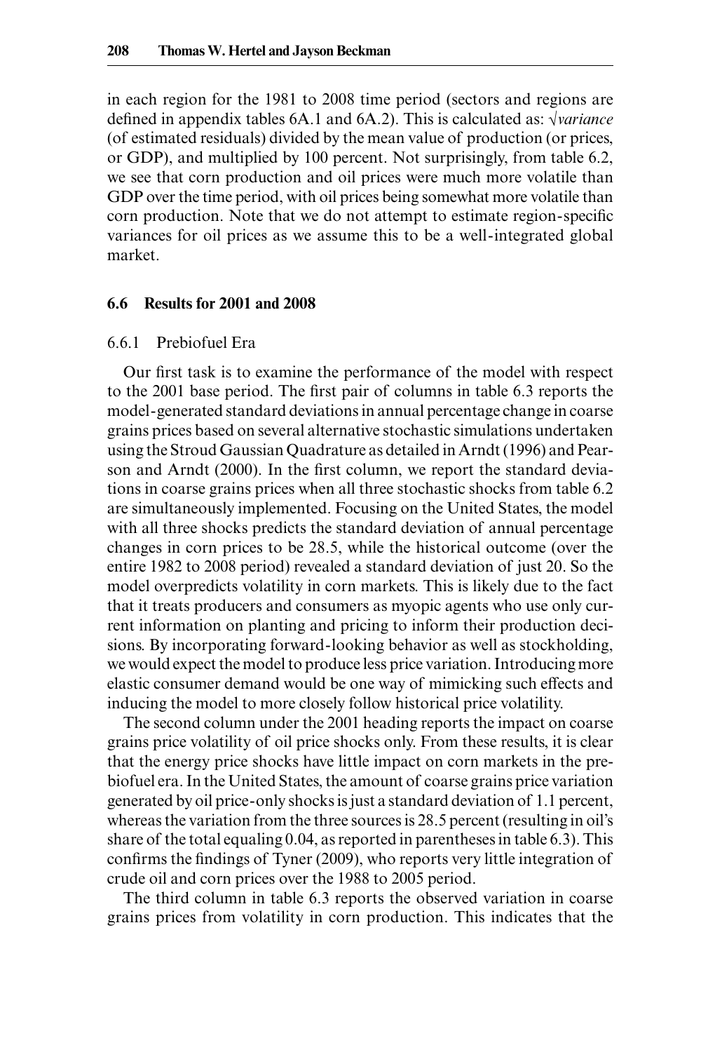in each region for the 1981 to 2008 time period (sectors and regions are defined in appendix tables 6A.1 and 6A.2). This is calculated as: $\sqrt{variance}$ (of estimated residuals) divided by the mean value of production (or prices, or GDP), and multiplied by 100 percent. Not surprisingly, from table 6.2, we see that corn production and oil prices were much more volatile than GDP over the time period, with oil prices being somewhat more volatile than corn production. Note that we do not attempt to estimate region-specific variances for oil prices as we assume this to be a well-integrated global market.

## 6.6 Results for 2001 and 2008

### 6.6.1 Prebiofuel Era

Our first task is to examine the performance of the model with respect to the 2001 base period. The first pair of columns in table 6.3 reports the model-generated standard deviations in annual percentage change in coarse grains prices based on several alternative stochastic simulations undertaken using the Stroud Gaussian Quadrature as detailed in Arndt (1996) and Pearson and Arndt (2000). In the first column, we report the standard deviations in coarse grains prices when all three stochastic shocks from table 6.2 are simultaneously implemented. Focusing on the United States, the model with all three shocks predicts the standard deviation of annual percentage changes in corn prices to be 28.5, while the historical outcome (over the entire 1982 to 2008 period) revealed a standard deviation of just 20. So the model overpredicts volatility in corn markets. This is likely due to the fact that it treats producers and consumers as myopic agents who use only current information on planting and pricing to inform their production decisions. By incorporating forward-looking behavior as well as stockholding, we would expect the model to produce less price variation. Introducing more elastic consumer demand would be one way of mimicking such effects and inducing the model to more closely follow historical price volatility.

The second column under the 2001 heading reports the impact on coarse grains price volatility of oil price shocks only. From these results, it is clear that the energy price shocks have little impact on corn markets in the prebiofuel era. In the United States, the amount of coarse grains price variation generated by oil price-only shocks is just a standard deviation of 1.1 percent, whereas the variation from the three sources is 28.5 percent (resulting in oil's share of the total equaling 0.04, as reported in parentheses in table 6.3). This confirms the findings of Tyner (2009), who reports very little integration of crude oil and corn prices over the 1988 to 2005 period.

The third column in table 6.3 reports the observed variation in coarse grains prices from volatility in corn production. This indicates that the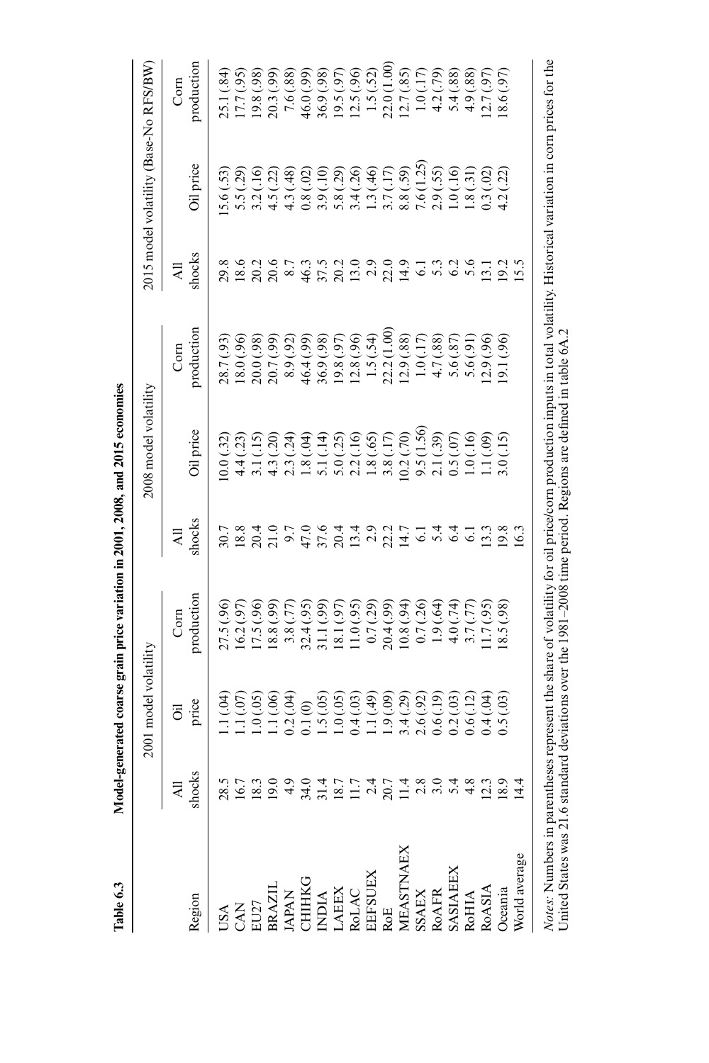**Table 6.3 Model-generated coarse grain price variation in 2001, 2008, and 2015 economies**

| Region | 2001 model volatility | | | 2008 model volatility | | | 2015 model volatility (Base-No RFS/BW) | | |
|---|---|---|---|---|---|---|---|---|---|
| | All shocks | Oil price | Corn production | All shocks | Oil price | Corn production | All shocks | Oil price | Corn production |
| USA | 28.5 | 1.1 (.04) | 27.5 (.96) | 30.7 | 10.0 (.32) | 28.7 (.93) | 29.8 | 15.6 (.53) | 25.1 (.84) |
| CAN | 16.7 | 1.1 (.07) | 16.2 (.97) | 18.8 | 4.4 (.23) | 18.0 (.96) | 18.6 | 5.5 (.29) | 17.7 (.95) |
| EU27 | 18.3 | 1.0 (.05) | 17.5 (.96) | 20.4 | 3.1 (.15) | 20.0 (.98) | 20.2 | 3.2 (.16) | 19.8 (.98) |
| BRAZIL | 19.0 | 1.1 (.06) | 18.8 (.99) | 21.0 | 4.3 (.20) | 20.7 (.99) | 20.6 | 4.5 (.22) | 20.3 (.99) |
| JAPAN | 4.9 | 0.2 (.04) | 3.8 (.77) | 9.7 | 2.3 (.24) | 8.9 (.92) | 8.7 | 4.3 (.48) | 7.6 (.88) |
| CHIHKG | 34.0 | 0.1 (0) | 32.4 (.95) | 47.0 | 1.8 (.04) | 46.4 (.99) | 46.3 | 0.8 (.02) | 46.0 (.99) |
| INDIA | 31.4 | 1.5 (.05) | 31.1 (.99) | 37.6 | 5.1 (.14) | 36.9 (.98) | 37.5 | 3.9 (.10) | 36.9 (.98) |
| LAEEX | 18.7 | 1.0 (.05) | 18.1 (.97) | 20.4 | 5.0 (.25) | 19.8 (.97) | 20.2 | 5.8 (.29) | 19.5 (.97) |
| RoLAC | 11.7 | 0.4 (.03) | 11.0 (.95) | 13.4 | 2.2 (.16) | 12.8 (.96) | 13.0 | 3.4 (.26) | 12.5 (.96) |
| EEFSUEX | 2.4 | 1.1 (.49) | 0.7 (.29) | 2.9 | 1.8 (.65) | 1.5 (.54) | 2.9 | 1.3 (.46) | 1.5 (.52) |
| RoE | 20.7 | 1.9 (.09) | 20.4 (.99) | 22.2 | 3.8 (.17) | 22.2 (1.00) | 22.0 | 3.7 (.17) | 22.0 (1.00) |
| MEASTNAEX | 11.4 | 3.4 (.29) | 10.8 (.94) | 14.7 | 10.2 (.70) | 12.9 (.88) | 14.9 | 8.8 (.59) | 12.7 (.85) |
| SSAEX | 2.8 | 2.6 (.92) | 0.7 (.26) | 6.1 | 9.5 (1.56) | 1.0 (.17) | 6.1 | 7.6 (1.25) | 1.0 (.17) |
| RoAFR | 3.0 | 0.6 (.19) | 1.9 (.64) | 5.4 | 2.1 (.39) | 4.7 (.88) | 5.3 | 2.9 (.55) | 4.2 (.79) |
| SASIAEEX | 5.4 | 0.2 (.03) | 4.0 (.74) | 6.4 | 0.5 (.07) | 5.6 (.87) | 6.2 | 1.0 (.16) | 5.4 (.88) |
| RoHIA | 4.8 | 0.6 (.12) | 3.7 (.77) | 6.1 | 1.0 (.16) | 5.6 (.91) | 5.6 | 1.8 (.31) | 4.9 (.88) |
| RoASIA | 12.3 | 0.4 (.04) | 11.7 (.95) | 13.3 | 1.1 (.09) | 12.9 (.96) | 13.1 | 0.3 (.02) | 12.7 (.97) |
| Oceania | 18.9 | 0.5 (.03) | 18.5 (.98) | 19.8 | 3.0 (.15) | 19.1 (.96) | 19.2 | 4.2 (.22) | 18.6 (.97) |
| World average | 14.4 | | | 16.3 | | | 15.5 | | |

*Notes:* Numbers in parentheses represent the share of volatility for oil price/corn production inputs in total volatility. Historical variation in corn prices for the United States was 21.6 standard deviations over the 1981–2008 time period. Regions are defined in table 6A.2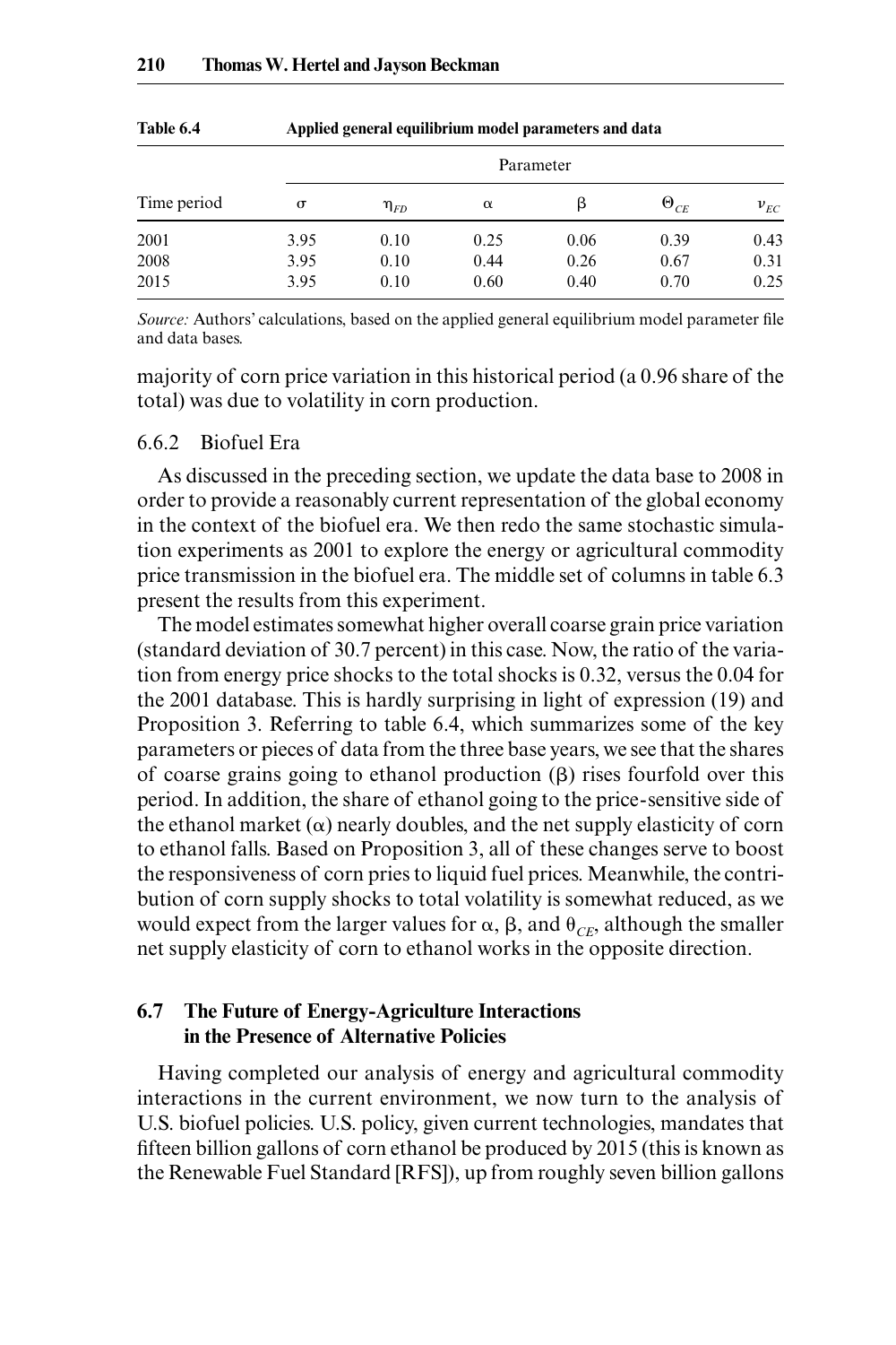Table 6.4 Applied general equilibrium model parameters and data

| Time period | Parameter | | | | | |
|---|---|---|---|---|---|---|
| | $\sigma$ | $\eta_{FD}$ | $\alpha$ | $\beta$ | $\Theta_{CE}$ | $\nu_{EC}$ |
| 2001 | 3.95 | 0.10 | 0.25 | 0.06 | 0.39 | 0.43 |
| 2008 | 3.95 | 0.10 | 0.44 | 0.26 | 0.67 | 0.31 |
| 2015 | 3.95 | 0.10 | 0.60 | 0.40 | 0.70 | 0.25 |

*Source:* Authors' calculations, based on the applied general equilibrium model parameter file and data bases.

majority of corn price variation in this historical period (a 0.96 share of the total) was due to volatility in corn production.

### 6.6.2 Biofuel Era

As discussed in the preceding section, we update the data base to 2008 in order to provide a reasonably current representation of the global economy in the context of the biofuel era. We then redo the same stochastic simulation experiments as 2001 to explore the energy or agricultural commodity price transmission in the biofuel era. The middle set of columns in table 6.3 present the results from this experiment.

The model estimates somewhat higher overall coarse grain price variation (standard deviation of 30.7 percent) in this case. Now, the ratio of the variation from energy price shocks to the total shocks is 0.32, versus the 0.04 for the 2001 database. This is hardly surprising in light of expression (19) and Proposition 3. Referring to table 6.4, which summarizes some of the key parameters or pieces of data from the three base years, we see that the shares of coarse grains going to ethanol production ($\beta$) rises fourfold over this period. In addition, the share of ethanol going to the price-sensitive side of the ethanol market ($\alpha$) nearly doubles, and the net supply elasticity of corn to ethanol falls. Based on Proposition 3, all of these changes serve to boost the responsiveness of corn pries to liquid fuel prices. Meanwhile, the contribution of corn supply shocks to total volatility is somewhat reduced, as we would expect from the larger values for $\alpha$, $\beta$, and $\theta_{CE}$, although the smaller net supply elasticity of corn to ethanol works in the opposite direction.

## 6.7 The Future of Energy-Agriculture Interactions in the Presence of Alternative Policies

Having completed our analysis of energy and agricultural commodity interactions in the current environment, we now turn to the analysis of U.S. biofuel policies. U.S. policy, given current technologies, mandates that fifteen billion gallons of corn ethanol be produced by 2015 (this is known as the Renewable Fuel Standard [RFS]), up from roughly seven billion gallons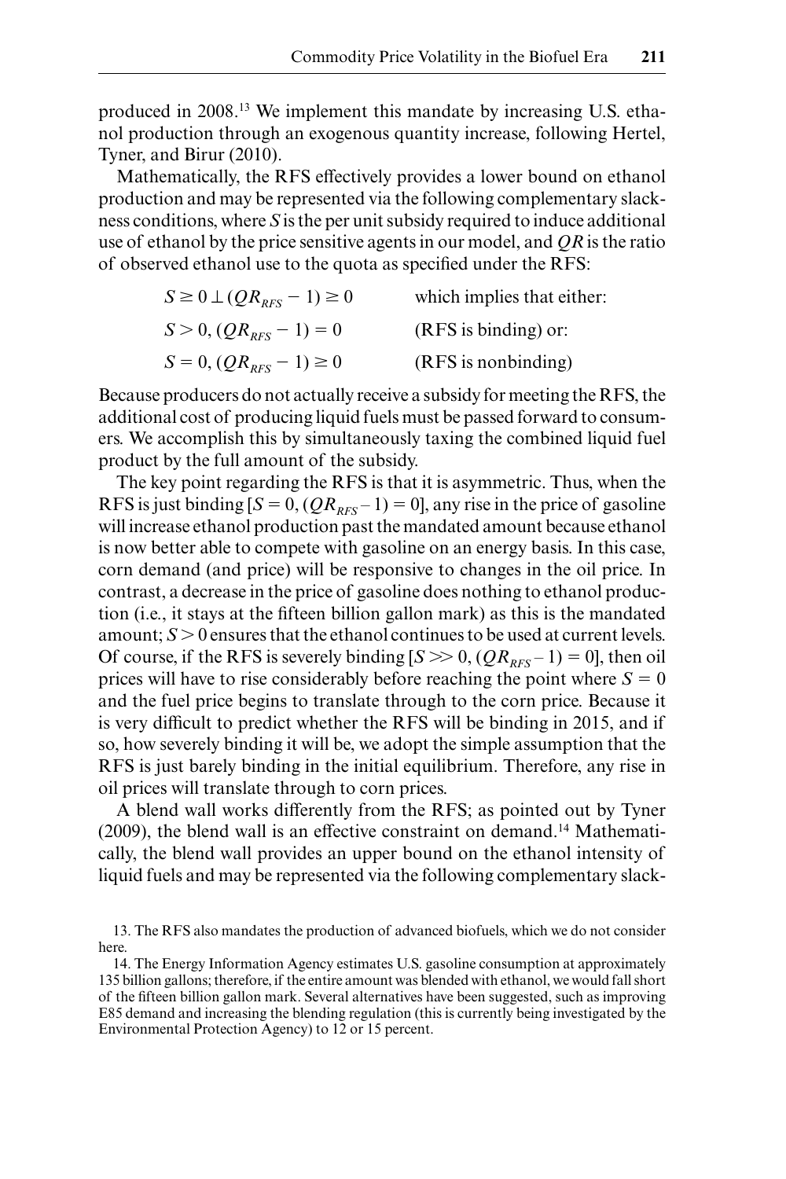produced in 2008.[13] We implement this mandate by increasing U.S. ethanol production through an exogenous quantity increase, following Hertel, Tyner, and Birur (2010).

Mathematically, the RFS effectively provides a lower bound on ethanol production and may be represented via the following complementary slackness conditions, where $S$ is the per unit subsidy required to induce additional use of ethanol by the price sensitive agents in our model, and $QR$ is the ratio of observed ethanol use to the quota as specified under the RFS:

| | |
|---|---|
| $S \geq 0 \perp (QR_{RFS} - 1) \geq 0$ | which implies that either: |
| $S > 0, (QR_{RFS} - 1) = 0$ | (RFS is binding) or: |
| $S = 0, (QR_{RFS} - 1) \geq 0$ | (RFS is nonbinding) |

Because producers do not actually receive a subsidy for meeting the RFS, the additional cost of producing liquid fuels must be passed forward to consumers. We accomplish this by simultaneously taxing the combined liquid fuel product by the full amount of the subsidy.

The key point regarding the RFS is that it is asymmetric. Thus, when the RFS is just binding [$S = 0, (QR_{RFS} - 1) = 0$], any rise in the price of gasoline will increase ethanol production past the mandated amount because ethanol is now better able to compete with gasoline on an energy basis. In this case, corn demand (and price) will be responsive to changes in the oil price. In contrast, a decrease in the price of gasoline does nothing to ethanol production (i.e., it stays at the fifteen billion gallon mark) as this is the mandated amount; $S > 0$ ensures that the ethanol continues to be used at current levels. Of course, if the RFS is severely binding [$S >> 0, (QR_{RFS} - 1) = 0$], then oil prices will have to rise considerably before reaching the point where $S = 0$ and the fuel price begins to translate through to the corn price. Because it is very difficult to predict whether the RFS will be binding in 2015, and if so, how severely binding it will be, we adopt the simple assumption that the RFS is just barely binding in the initial equilibrium. Therefore, any rise in oil prices will translate through to corn prices.

A blend wall works differently from the RFS; as pointed out by Tyner (2009), the blend wall is an effective constraint on demand.[14] Mathematically, the blend wall provides an upper bound on the ethanol intensity of liquid fuels and may be represented via the following complementary slack-

13. The RFS also mandates the production of advanced biofuels, which we do not consider here.

14. The Energy Information Agency estimates U.S. gasoline consumption at approximately 135 billion gallons; therefore, if the entire amount was blended with ethanol, we would fall short of the fifteen billion gallon mark. Several alternatives have been suggested, such as improving E85 demand and increasing the blending regulation (this is currently being investigated by the Environmental Protection Agency) to 12 or 15 percent.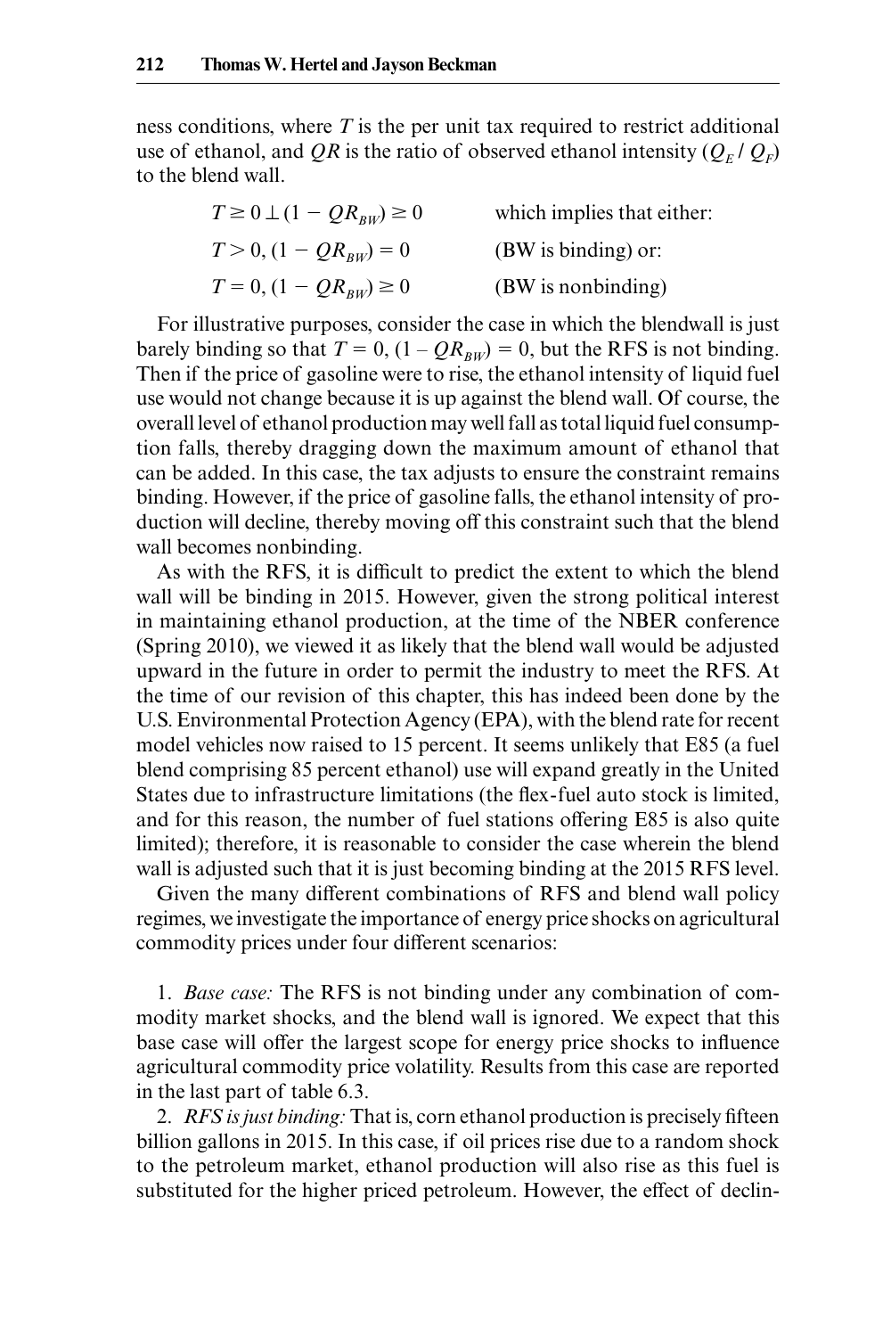ness conditions, where $T$ is the per unit tax required to restrict additional use of ethanol, and $QR$ is the ratio of observed ethanol intensity ($Q_E / Q_F$) to the blend wall.

$$
\begin{array}{ll}
T \geq 0 \perp (1 - QR_{BW}) \geq 0 & \text{which implies that either:} \\
T > 0, (1 - QR_{BW}) = 0 & \text{(BW is binding) or:} \\
T = 0, (1 - QR_{BW}) \geq 0 & \text{(BW is nonbinding)}
\end{array}
$$

For illustrative purposes, consider the case in which the blendwall is just barely binding so that $T = 0$, $(1 - QR_{BW}) = 0$, but the RFS is not binding. Then if the price of gasoline were to rise, the ethanol intensity of liquid fuel use would not change because it is up against the blend wall. Of course, the overall level of ethanol production may well fall as total liquid fuel consumption falls, thereby dragging down the maximum amount of ethanol that can be added. In this case, the tax adjusts to ensure the constraint remains binding. However, if the price of gasoline falls, the ethanol intensity of production will decline, thereby moving off this constraint such that the blend wall becomes nonbinding.

As with the RFS, it is difficult to predict the extent to which the blend wall will be binding in 2015. However, given the strong political interest in maintaining ethanol production, at the time of the NBER conference (Spring 2010), we viewed it as likely that the blend wall would be adjusted upward in the future in order to permit the industry to meet the RFS. At the time of our revision of this chapter, this has indeed been done by the U.S. Environmental Protection Agency (EPA), with the blend rate for recent model vehicles now raised to 15 percent. It seems unlikely that E85 (a fuel blend comprising 85 percent ethanol) use will expand greatly in the United States due to infrastructure limitations (the flex-fuel auto stock is limited, and for this reason, the number of fuel stations offering E85 is also quite limited); therefore, it is reasonable to consider the case wherein the blend wall is adjusted such that it is just becoming binding at the 2015 RFS level.

Given the many different combinations of RFS and blend wall policy regimes, we investigate the importance of energy price shocks on agricultural commodity prices under four different scenarios:

1. *Base case:* The RFS is not binding under any combination of commodity market shocks, and the blend wall is ignored. We expect that this base case will offer the largest scope for energy price shocks to influence agricultural commodity price volatility. Results from this case are reported in the last part of table 6.3.

2. *RFS is just binding:* That is, corn ethanol production is precisely fifteen billion gallons in 2015. In this case, if oil prices rise due to a random shock to the petroleum market, ethanol production will also rise as this fuel is substituted for the higher priced petroleum. However, the effect of declin-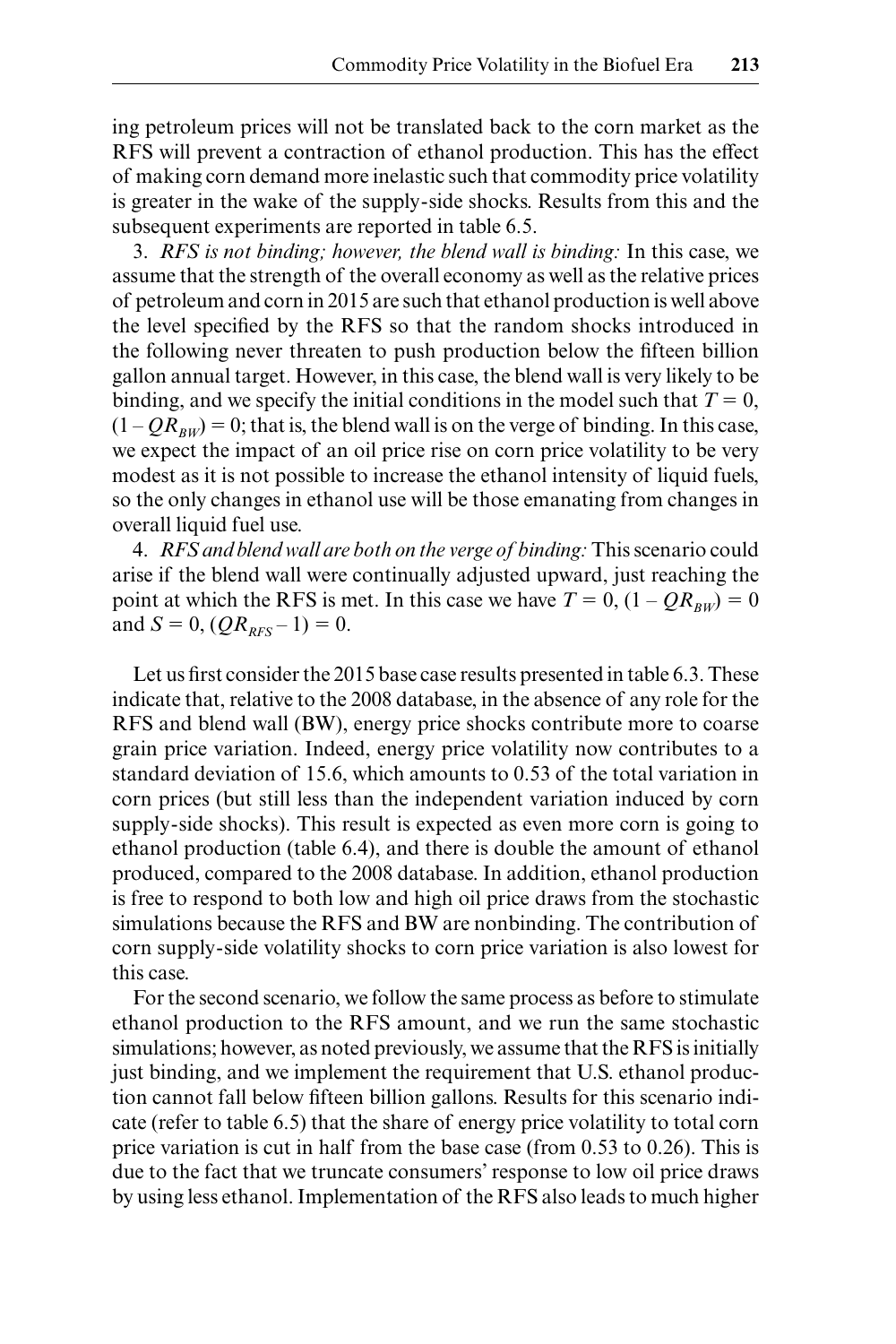ing petroleum prices will not be translated back to the corn market as the RFS will prevent a contraction of ethanol production. This has the effect of making corn demand more inelastic such that commodity price volatility is greater in the wake of the supply-side shocks. Results from this and the subsequent experiments are reported in table 6.5.

3. *RFS is not binding; however, the blend wall is binding:* In this case, we assume that the strength of the overall economy as well as the relative prices of petroleum and corn in 2015 are such that ethanol production is well above the level specified by the RFS so that the random shocks introduced in the following never threaten to push production below the fifteen billion gallon annual target. However, in this case, the blend wall is very likely to be binding, and we specify the initial conditions in the model such that $T = 0$, $(1 - QR_{BW}) = 0$; that is, the blend wall is on the verge of binding. In this case, we expect the impact of an oil price rise on corn price volatility to be very modest as it is not possible to increase the ethanol intensity of liquid fuels, so the only changes in ethanol use will be those emanating from changes in overall liquid fuel use.

4. *RFS and blend wall are both on the verge of binding:* This scenario could arise if the blend wall were continually adjusted upward, just reaching the point at which the RFS is met. In this case we have $T = 0$, $(1 - QR_{BW}) = 0$ and $S = 0$, $(QR_{RFS} - 1) = 0$.

Let us first consider the 2015 base case results presented in table 6.3. These indicate that, relative to the 2008 database, in the absence of any role for the RFS and blend wall (BW), energy price shocks contribute more to coarse grain price variation. Indeed, energy price volatility now contributes to a standard deviation of 15.6, which amounts to 0.53 of the total variation in corn prices (but still less than the independent variation induced by corn supply-side shocks). This result is expected as even more corn is going to ethanol production (table 6.4), and there is double the amount of ethanol produced, compared to the 2008 database. In addition, ethanol production is free to respond to both low and high oil price draws from the stochastic simulations because the RFS and BW are nonbinding. The contribution of corn supply-side volatility shocks to corn price variation is also lowest for this case.

For the second scenario, we follow the same process as before to stimulate ethanol production to the RFS amount, and we run the same stochastic simulations; however, as noted previously, we assume that the RFS is initially just binding, and we implement the requirement that U.S. ethanol production cannot fall below fifteen billion gallons. Results for this scenario indicate (refer to table 6.5) that the share of energy price volatility to total corn price variation is cut in half from the base case (from 0.53 to 0.26). This is due to the fact that we truncate consumers' response to low oil price draws by using less ethanol. Implementation of the RFS also leads to much higher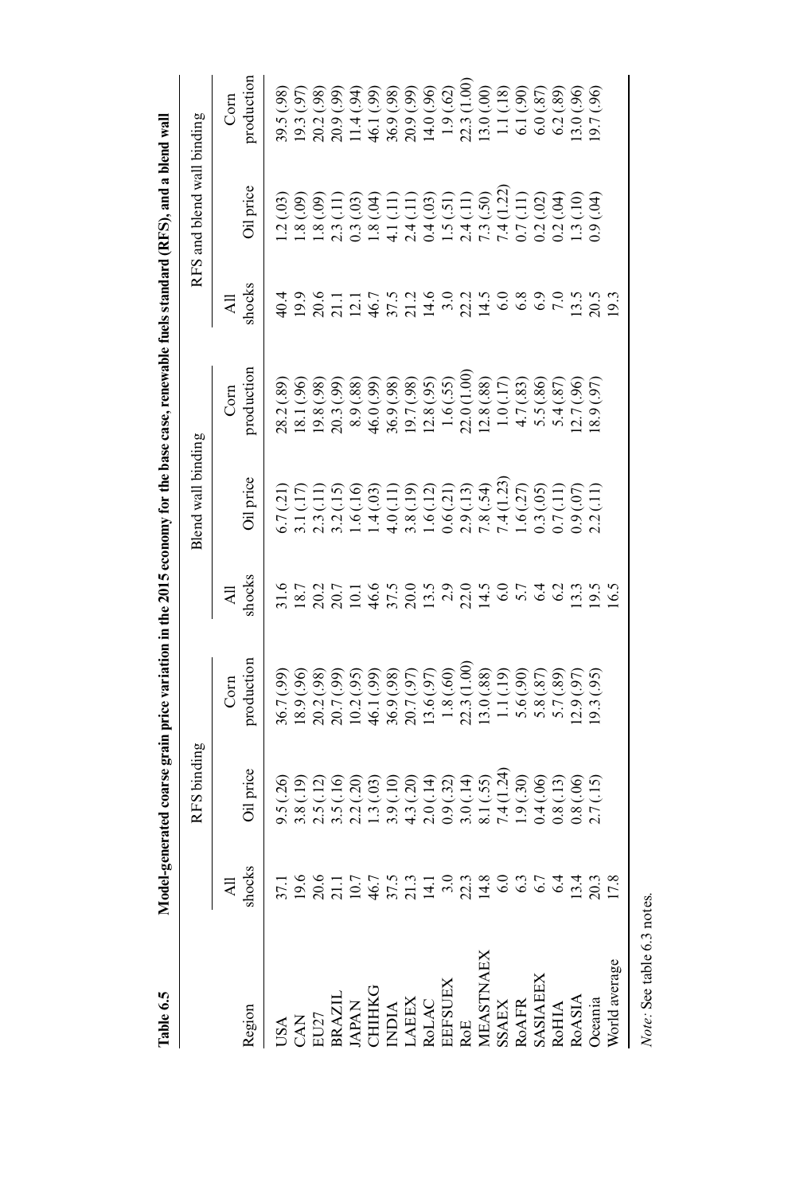**Table 6.5 Model-generated coarse grain price variation in the 2015 economy for the base case, renewable fuels standard (RFS), and a blend wall**

| Region | RFS binding | | | Blend wall binding | | | RFS and blend wall binding | | |
|---|---|---|---|---|---|---|---|---|---|
| | All shocks | Oil price | Corn production | All shocks | Oil price | Corn production | All shocks | Oil price | Corn production |
| USA | 37.1 | 9.5 (.26) | 36.7 (.99) | 31.6 | 6.7 (.21) | 28.2 (.89) | 40.4 | 1.2 (.03) | 39.5 (.98) |
| CAN | 19.6 | 3.8 (.19) | 18.9 (.96) | 18.7 | 3.1 (.17) | 18.1 (.96) | 19.9 | 1.8 (.09) | 19.3 (.97) |
| EU27 | 20.6 | 2.5 (.12) | 20.2 (.98) | 20.2 | 2.3 (.11) | 19.8 (.98) | 20.6 | 1.8 (.09) | 20.2 (.98) |
| BRAZIL | 21.1 | 3.5 (.16) | 20.7 (.99) | 20.7 | 3.2 (.15) | 20.3 (.99) | 21.1 | 2.3 (.11) | 20.9 (.99) |
| JAPAN | 10.7 | 2.2 (.20) | 10.2 (.95) | 10.1 | 1.6 (.16) | 8.9 (.88) | 12.1 | 0.3 (.03) | 11.4 (.94) |
| CHIHKG | 46.7 | 1.3 (.03) | 46.1 (.99) | 46.6 | 1.4 (.03) | 46.0 (.99) | 46.7 | 1.8 (.04) | 46.1 (.99) |
| INDIA | 37.5 | 3.9 (.10) | 36.9 (.98) | 37.5 | 4.0 (.11) | 36.9 (.98) | 37.5 | 4.1 (.11) | 36.9 (.98) |
| LAEEX | 21.3 | 4.3 (.20) | 20.7 (.97) | 20.0 | 3.8 (.19) | 19.7 (.98) | 21.2 | 2.4 (.11) | 20.9 (.99) |
| RoLAC | 14.1 | 2.0 (.14) | 13.6 (.97) | 13.5 | 1.6 (.12) | 12.8 (.95) | 14.6 | 0.4 (.03) | 14.0 (.96) |
| EEFSUEX | 3.0 | 0.9 (.32) | 1.8 (.60) | 2.9 | 0.6 (.21) | 1.6 (.55) | 3.0 | 1.5 (.51) | 1.9 (.62) |
| RoE | 22.3 | 3.0 (.14) | 22.3 (1.00) | 22.0 | 2.9 (.13) | 22.0 (1.00) | 22.2 | 2.4 (.11) | 22.3 (1.00) |
| MEASTNAEX | 14.8 | 8.1 (.55) | 13.0 (.88) | 14.5 | 7.8 (.54) | 12.8 (.88) | 14.5 | 7.3 (.50) | 13.0 (.00) |
| SSAEX | 6.0 | 7.4 (1.24) | 1.1 (.19) | 6.0 | 7.4 (1.23) | 1.0 (.17) | 6.0 | 7.4 (1.22) | 1.1 (.18) |
| RoAFR | 6.3 | 1.9 (.30) | 5.6 (.90) | 5.7 | 1.6 (.27) | 4.7 (.83) | 6.8 | 0.7 (.11) | 6.1 (.90) |
| SASIAEEX | 6.7 | 0.4 (.06) | 5.8 (.87) | 6.4 | 0.3 (.05) | 5.5 (.86) | 6.9 | 0.2 (.02) | 6.0 (.87) |
| RoHIA | 6.4 | 0.8 (.13) | 5.7 (.89) | 6.2 | 0.7 (.11) | 5.4 (.87) | 7.0 | 0.2 (.04) | 6.2 (.89) |
| RoASIA | 13.4 | 0.8 (.06) | 12.9 (.97) | 13.3 | 0.9 (.07) | 12.7 (.96) | 13.5 | 1.3 (.10) | 13.0 (.96) |
| Oceania | 20.3 | 2.7 (.15) | 19.3 (.95) | 19.5 | 2.2 (.11) | 18.9 (.97) | 20.5 | 0.9 (.04) | 19.7 (.96) |
| World average | 17.8 | | | 16.5 | | | 19.3 | | |

*Note:* See table 6.3 notes.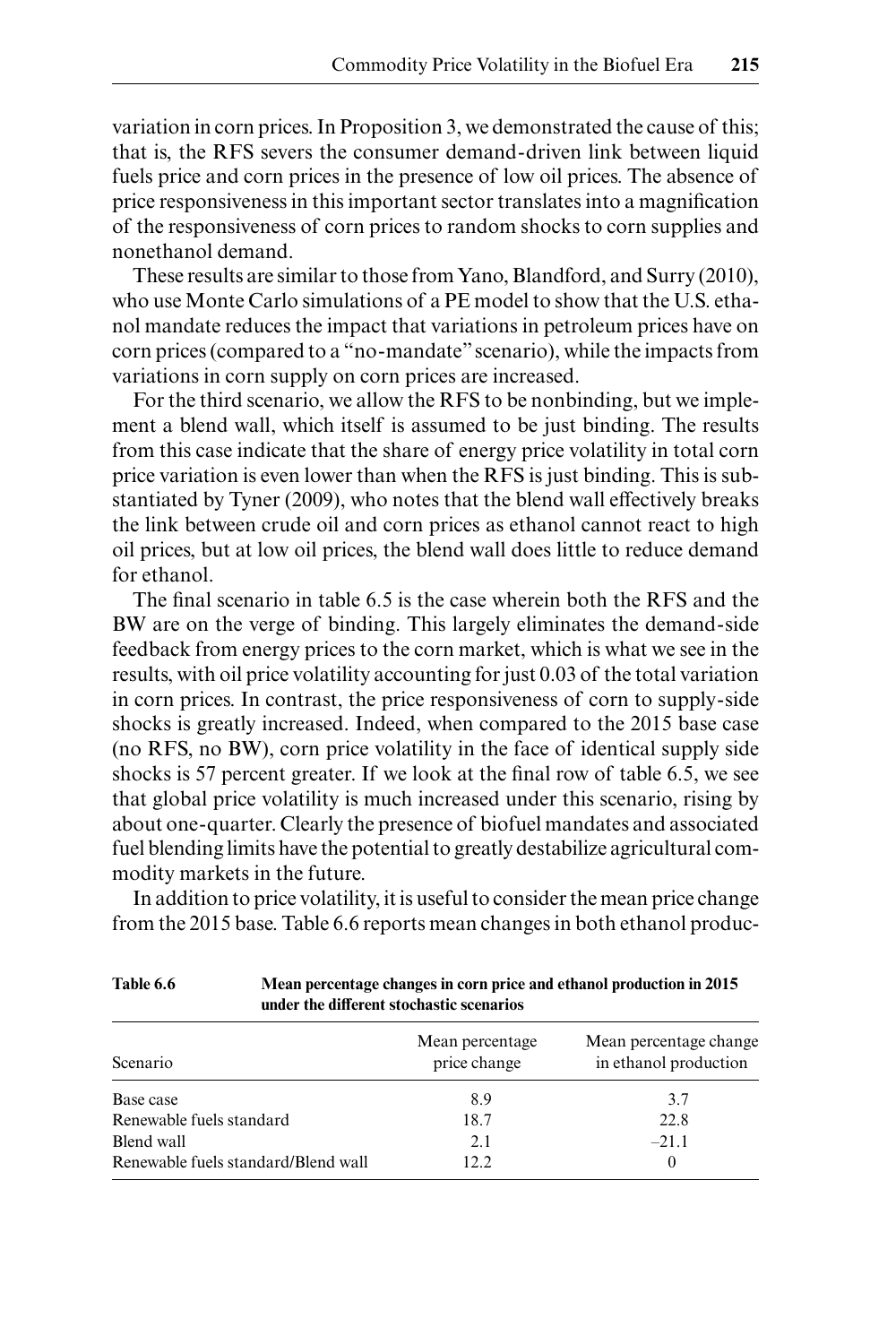variation in corn prices. In Proposition 3, we demonstrated the cause of this; that is, the RFS severs the consumer demand-driven link between liquid fuels price and corn prices in the presence of low oil prices. The absence of price responsiveness in this important sector translates into a magnification of the responsiveness of corn prices to random shocks to corn supplies and nonethanol demand.

These results are similar to those from Yano, Blandford, and Surry (2010), who use Monte Carlo simulations of a PE model to show that the U.S. ethanol mandate reduces the impact that variations in petroleum prices have on corn prices (compared to a "no-mandate" scenario), while the impacts from variations in corn supply on corn prices are increased.

For the third scenario, we allow the RFS to be nonbinding, but we implement a blend wall, which itself is assumed to be just binding. The results from this case indicate that the share of energy price volatility in total corn price variation is even lower than when the RFS is just binding. This is substantiated by Tyner (2009), who notes that the blend wall effectively breaks the link between crude oil and corn prices as ethanol cannot react to high oil prices, but at low oil prices, the blend wall does little to reduce demand for ethanol.

The final scenario in table 6.5 is the case wherein both the RFS and the BW are on the verge of binding. This largely eliminates the demand-side feedback from energy prices to the corn market, which is what we see in the results, with oil price volatility accounting for just 0.03 of the total variation in corn prices. In contrast, the price responsiveness of corn to supply-side shocks is greatly increased. Indeed, when compared to the 2015 base case (no RFS, no BW), corn price volatility in the face of identical supply side shocks is 57 percent greater. If we look at the final row of table 6.5, we see that global price volatility is much increased under this scenario, rising by about one-quarter. Clearly the presence of biofuel mandates and associated fuel blending limits have the potential to greatly destabilize agricultural commodity markets in the future.

In addition to price volatility, it is useful to consider the mean price change from the 2015 base. Table 6.6 reports mean changes in both ethanol produc-

**Table 6.6** **Mean percentage changes in corn price and ethanol production in 2015 under the different stochastic scenarios**

| Scenario | Mean percentage price change | Mean percentage change in ethanol production |
|---|---|---|
| Base case | 8.9 | 3.7 |
| Renewable fuels standard | 18.7 | 22.8 |
| Blend wall | 2.1 | –21.1 |
| Renewable fuels standard/Blend wall | 12.2 | 0 |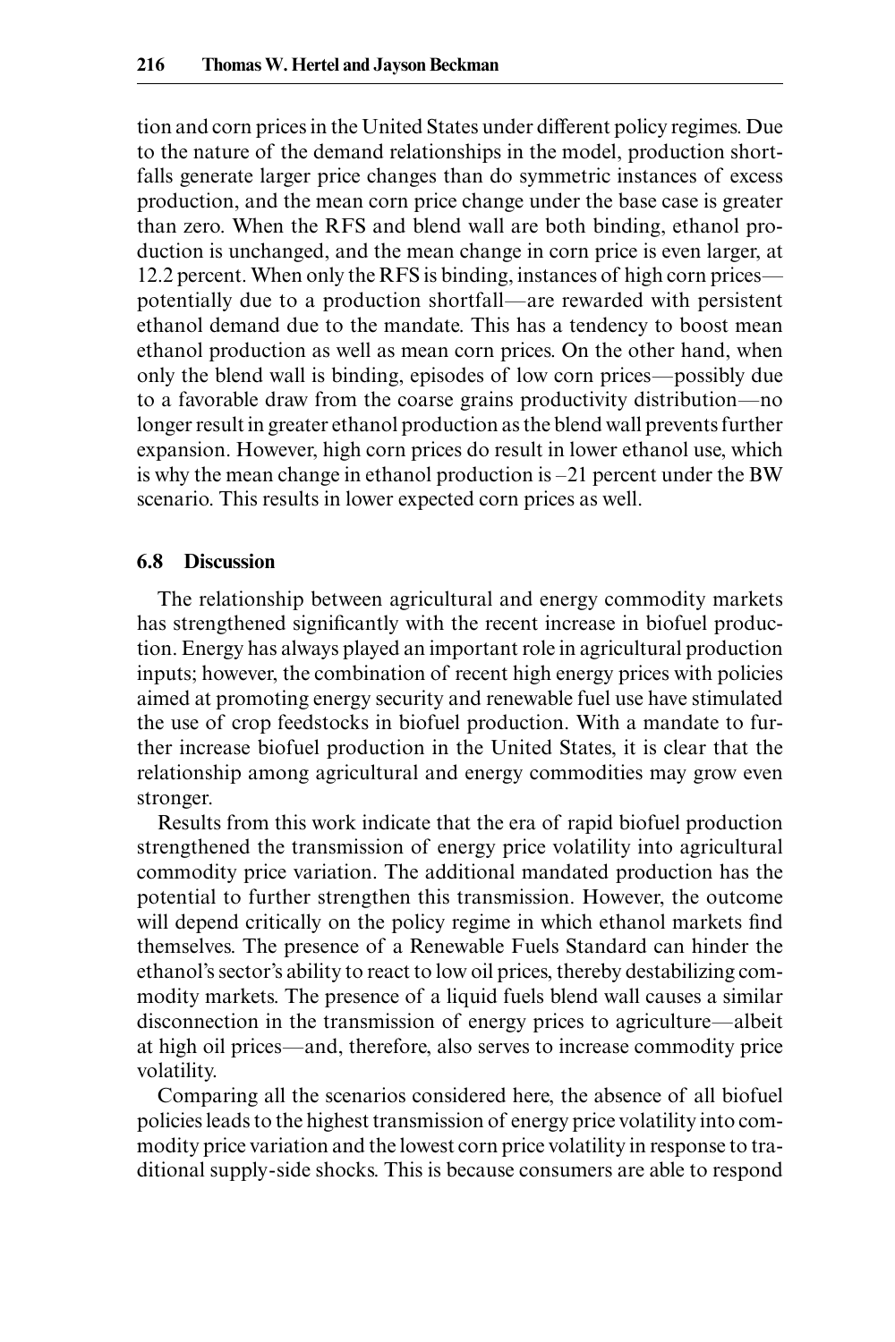tion and corn prices in the United States under different policy regimes. Due to the nature of the demand relationships in the model, production shortfalls generate larger price changes than do symmetric instances of excess production, and the mean corn price change under the base case is greater than zero. When the RFS and blend wall are both binding, ethanol production is unchanged, and the mean change in corn price is even larger, at 12.2 percent. When only the RFS is binding, instances of high corn prices—potentially due to a production shortfall—are rewarded with persistent ethanol demand due to the mandate. This has a tendency to boost mean ethanol production as well as mean corn prices. On the other hand, when only the blend wall is binding, episodes of low corn prices—possibly due to a favorable draw from the coarse grains productivity distribution—no longer result in greater ethanol production as the blend wall prevents further expansion. However, high corn prices do result in lower ethanol use, which is why the mean change in ethanol production is –21 percent under the BW scenario. This results in lower expected corn prices as well.

## 6.8 Discussion

The relationship between agricultural and energy commodity markets has strengthened significantly with the recent increase in biofuel production. Energy has always played an important role in agricultural production inputs; however, the combination of recent high energy prices with policies aimed at promoting energy security and renewable fuel use have stimulated the use of crop feedstocks in biofuel production. With a mandate to further increase biofuel production in the United States, it is clear that the relationship among agricultural and energy commodities may grow even stronger.

Results from this work indicate that the era of rapid biofuel production strengthened the transmission of energy price volatility into agricultural commodity price variation. The additional mandated production has the potential to further strengthen this transmission. However, the outcome will depend critically on the policy regime in which ethanol markets find themselves. The presence of a Renewable Fuels Standard can hinder the ethanol's sector's ability to react to low oil prices, thereby destabilizing commodity markets. The presence of a liquid fuels blend wall causes a similar disconnection in the transmission of energy prices to agriculture—albeit at high oil prices—and, therefore, also serves to increase commodity price volatility.

Comparing all the scenarios considered here, the absence of all biofuel policies leads to the highest transmission of energy price volatility into commodity price variation and the lowest corn price volatility in response to traditional supply-side shocks. This is because consumers are able to respond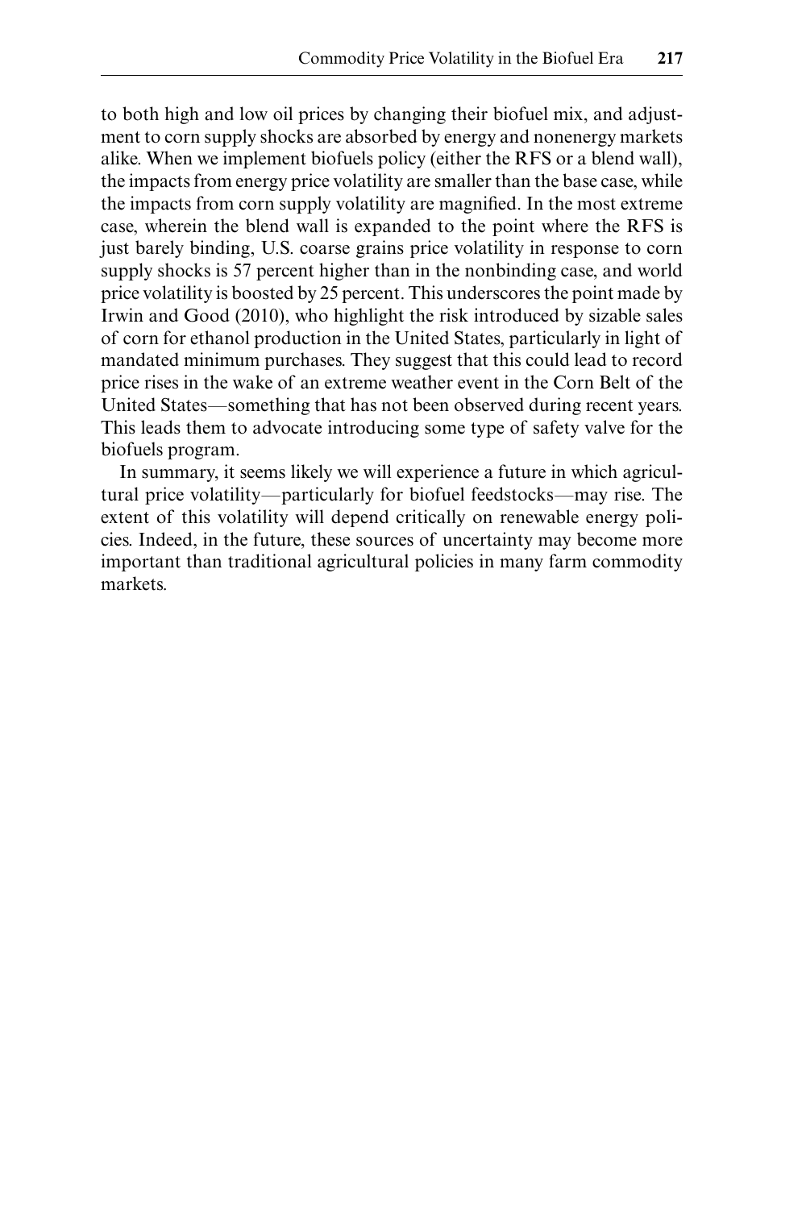to both high and low oil prices by changing their biofuel mix, and adjustment to corn supply shocks are absorbed by energy and nonenergy markets alike. When we implement biofuels policy (either the RFS or a blend wall), the impacts from energy price volatility are smaller than the base case, while the impacts from corn supply volatility are magnified. In the most extreme case, wherein the blend wall is expanded to the point where the RFS is just barely binding, U.S. coarse grains price volatility in response to corn supply shocks is 57 percent higher than in the nonbinding case, and world price volatility is boosted by 25 percent. This underscores the point made by Irwin and Good (2010), who highlight the risk introduced by sizable sales of corn for ethanol production in the United States, particularly in light of mandated minimum purchases. They suggest that this could lead to record price rises in the wake of an extreme weather event in the Corn Belt of the United States—something that has not been observed during recent years. This leads them to advocate introducing some type of safety valve for the biofuels program.

In summary, it seems likely we will experience a future in which agricultural price volatility—particularly for biofuel feedstocks—may rise. The extent of this volatility will depend critically on renewable energy policies. Indeed, in the future, these sources of uncertainty may become more important than traditional agricultural policies in many farm commodity markets.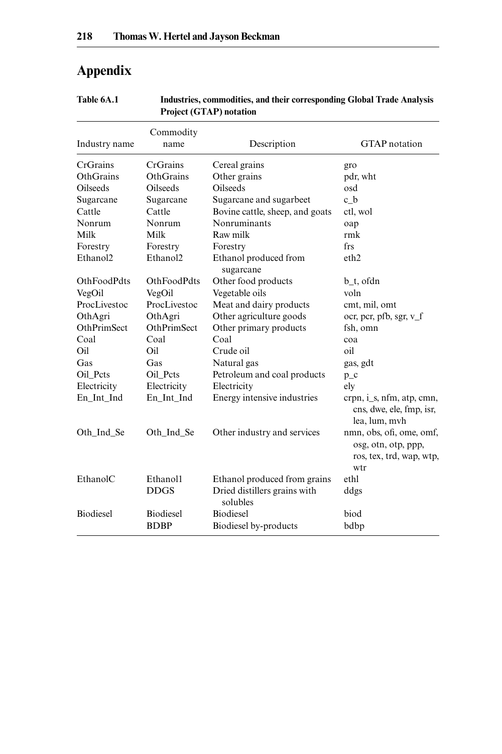# Appendix

**Table 6A.1 Industries, commodities, and their corresponding Global Trade Analysis Project (GTAP) notation**

| Industry name | Commodity name | Description | GTAP notation |
|---|---|---|---|
| CrGrains | CrGrains | Cereal grains | gro |
| OthGrains | OthGrains | Other grains | pdr, wht |
| Oilseeds | Oilseeds | Oilseeds | osd |
| Sugarcane | Sugarcane | Sugarcane and sugarbeet | c_b |
| Cattle | Cattle | Bovine cattle, sheep, and goats | ctl, wol |
| Nonrum | Nonrum | Nonruminants | oap |
| Milk | Milk | Raw milk | rmk |
| Forestry | Forestry | Forestry | frs |
| Ethanol2 | Ethanol2 | Ethanol produced from sugarcane | eth2 |
| OthFoodPdts | OthFoodPdts | Other food products | b_t, ofdn |
| VegOil | VegOil | Vegetable oils | voln |
| ProcLivestoc | ProcLivestoc | Meat and dairy products | cmt, mil, omt |
| OthAgri | OthAgri | Other agriculture goods | ocr, pcr, pfb, sgr, v_f |
| OthPrimSect | OthPrimSect | Other primary products | fsh, omn |
| Coal | Coal | Coal | coa |
| Oil | Oil | Crude oil | oil |
| Gas | Gas | Natural gas | gas, gdt |
| Oil_Pcts | Oil_Pcts | Petroleum and coal products | p_c |
| Electricity | Electricity | Electricity | ely |
| En_Int_Ind | En_Int_Ind | Energy intensive industries | crpn, i_s, nfm, atp, cmn, cns, dwe, ele, fmp, isr, lea, lum, mvh |
| Oth_Ind_Se | Oth_Ind_Se | Other industry and services | nmn, obs, ofi, ome, omf, osg, otn, otp, ppp, ros, tex, trd, wap, wtp, wtr |
| EthanolC | Ethanol1 | Ethanol produced from grains | eth1 |
| | DDGS | Dried distillers grains with solubles | ddgs |
| Biodiesel | Biodiesel | Biodiesel | biod |
| | BDBP | Biodiesel by-products | bdbp |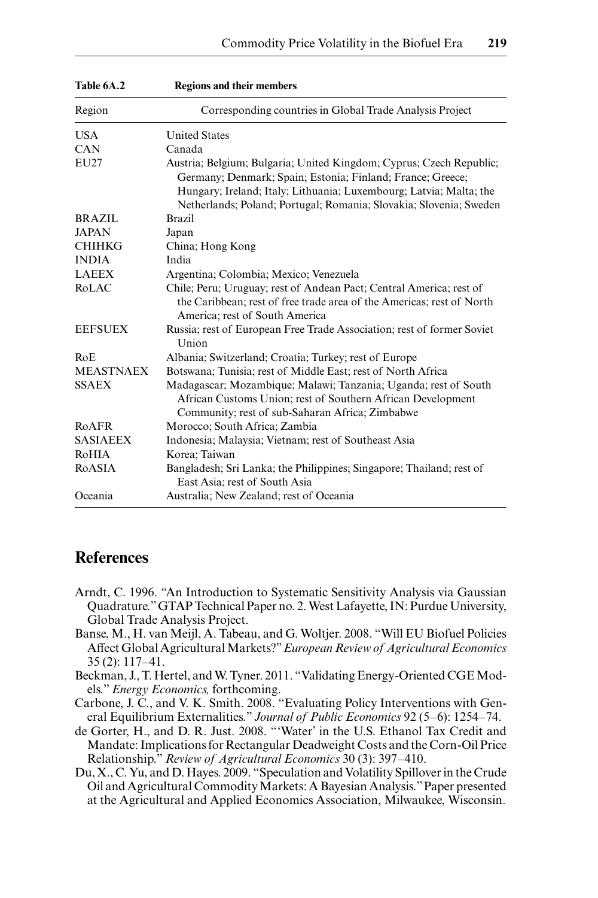**Table 6A.2 Regions and their members**

| Region | Corresponding countries in Global Trade Analysis Project |
|---|---|
| USA | United States |
| CAN | Canada |
| EU27 | Austria; Belgium; Bulgaria; United Kingdom; Cyprus; Czech Republic; Germany; Denmark; Spain; Estonia; Finland; France; Greece; Hungary; Ireland; Italy; Lithuania; Luxembourg; Latvia; Malta; the Netherlands; Poland; Portugal; Romania; Slovakia; Slovenia; Sweden |
| BRAZIL | Brazil |
| JAPAN | Japan |
| CHIHKG | China; Hong Kong |
| INDIA | India |
| LAEEX | Argentina; Colombia; Mexico; Venezuela |
| RoLAC | Chile; Peru; Uruguay; rest of Andean Pact; Central America; rest of the Caribbean; rest of free trade area of the Americas; rest of North America; rest of South America |
| EEFSUEX | Russia; rest of European Free Trade Association; rest of former Soviet Union |
| RoE | Albania; Switzerland; Croatia; Turkey; rest of Europe |
| MEASTNAEX | Botswana; Tunisia; rest of Middle East; rest of North Africa |
| SSAEX | Madagascar; Mozambique; Malawi; Tanzania; Uganda; rest of South African Customs Union; rest of Southern African Development Community; rest of sub-Saharan Africa; Zimbabwe |
| RoAFR | Morocco; South Africa; Zambia |
| SASIAEEX | Indonesia; Malaysia; Vietnam; rest of Southeast Asia |
| RoHIA | Korea; Taiwan |
| RoASIA | Bangladesh; Sri Lanka; the Philippines; Singapore; Thailand; rest of East Asia; rest of South Asia |
| Oceania | Australia; New Zealand; rest of Oceania |

## References

Arndt, C. 1996. "An Introduction to Systematic Sensitivity Analysis via Gaussian Quadrature." GTAP Technical Paper no. 2. West Lafayette, IN: Purdue University, Global Trade Analysis Project.

Banse, M., H. van Meijl, A. Tabeau, and G. Woltjer. 2008. "Will EU Biofuel Policies Affect Global Agricultural Markets?" *European Review of Agricultural Economics* 35 (2): 117–41.

Beckman, J., T. Hertel, and W. Tyner. 2011. "Validating Energy-Oriented CGE Models." *Energy Economics,* forthcoming.

Carbone, J. C., and V. K. Smith. 2008. "Evaluating Policy Interventions with General Equilibrium Externalities." *Journal of Public Economics* 92 (5–6): 1254–74.

de Gorter, H., and D. R. Just. 2008. "'Water' in the U.S. Ethanol Tax Credit and Mandate: Implications for Rectangular Deadweight Costs and the Corn-Oil Price Relationship." *Review of Agricultural Economics* 30 (3): 397–410.

Du, X., C. Yu, and D. Hayes. 2009. "Speculation and Volatility Spillover in the Crude Oil and Agricultural Commodity Markets: A Bayesian Analysis." Paper presented at the Agricultural and Applied Economics Association, Milwaukee, Wisconsin.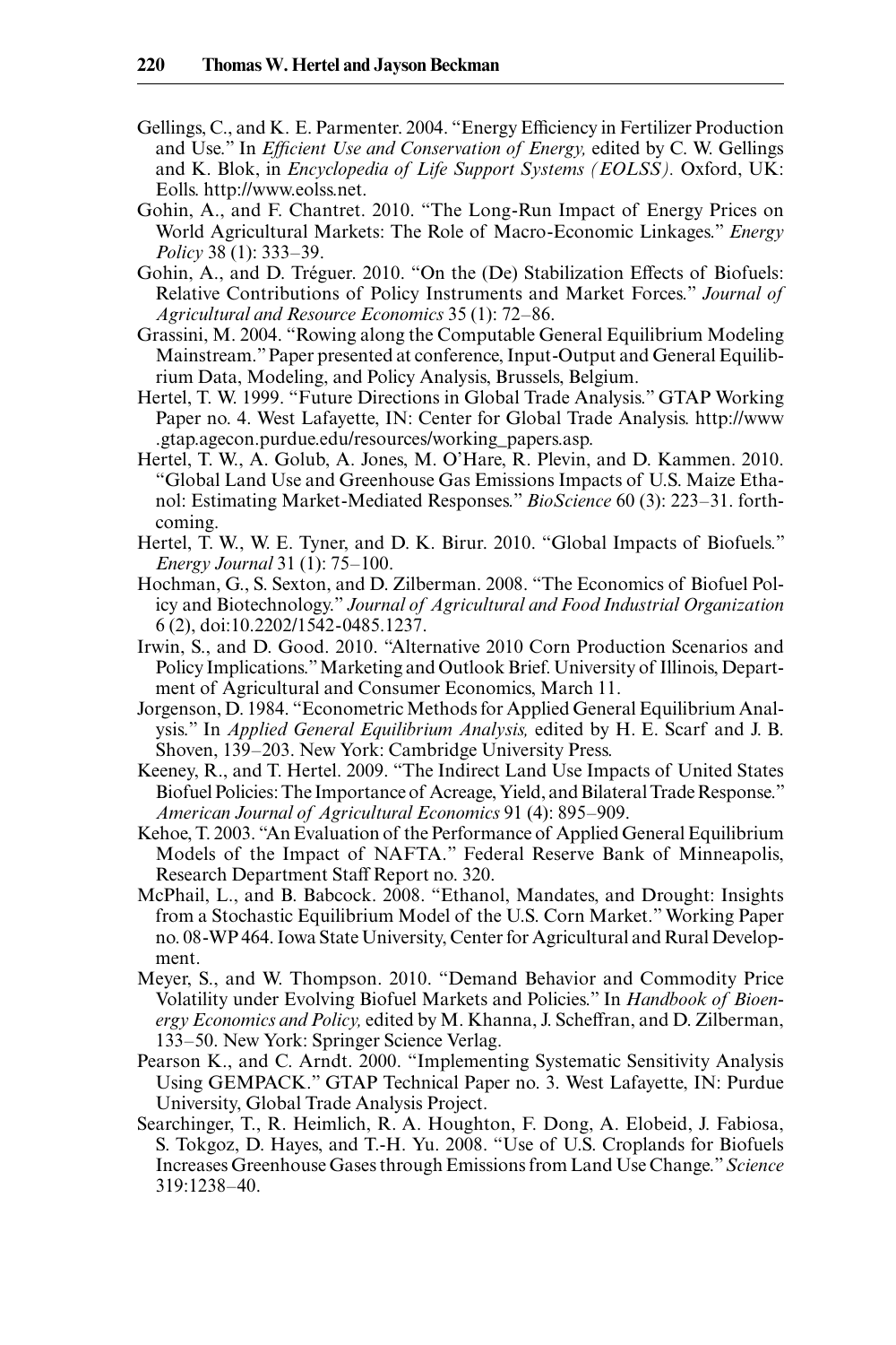Gellings, C., and K. E. Parmenter. 2004. "Energy Efficiency in Fertilizer Production and Use." In *Efficient Use and Conservation of Energy,* edited by C. W. Gellings and K. Blok, in *Encyclopedia of Life Support Systems (EOLSS).* Oxford, UK: Eolls. http://www.eolss.net.

Gohin, A., and F. Chantret. 2010. "The Long-Run Impact of Energy Prices on World Agricultural Markets: The Role of Macro-Economic Linkages." *Energy Policy* 38 (1): 333–39.

Gohin, A., and D. Tréguer. 2010. "On the (De) Stabilization Effects of Biofuels: Relative Contributions of Policy Instruments and Market Forces." *Journal of Agricultural and Resource Economics* 35 (1): 72–86.

Grassini, M. 2004. "Rowing along the Computable General Equilibrium Modeling Mainstream." Paper presented at conference, Input-Output and General Equilibrium Data, Modeling, and Policy Analysis, Brussels, Belgium.

Hertel, T. W. 1999. "Future Directions in Global Trade Analysis." GTAP Working Paper no. 4. West Lafayette, IN: Center for Global Trade Analysis. http://www.gtap.agecon.purdue.edu/resources/working_papers.asp.

Hertel, T. W., A. Golub, A. Jones, M. O'Hare, R. Plevin, and D. Kammen. 2010. "Global Land Use and Greenhouse Gas Emissions Impacts of U.S. Maize Ethanol: Estimating Market-Mediated Responses." *BioScience* 60 (3): 223–31. forthcoming.

Hertel, T. W., W. E. Tyner, and D. K. Birur. 2010. "Global Impacts of Biofuels." *Energy Journal* 31 (1): 75–100.

Hochman, G., S. Sexton, and D. Zilberman. 2008. "The Economics of Biofuel Policy and Biotechnology." *Journal of Agricultural and Food Industrial Organization* 6 (2), doi:10.2202/1542-0485.1237.

Irwin, S., and D. Good. 2010. "Alternative 2010 Corn Production Scenarios and Policy Implications." Marketing and Outlook Brief. University of Illinois, Department of Agricultural and Consumer Economics, March 11.

Jorgenson, D. 1984. "Econometric Methods for Applied General Equilibrium Analysis." In *Applied General Equilibrium Analysis,* edited by H. E. Scarf and J. B. Shoven, 139–203. New York: Cambridge University Press.

Keeney, R., and T. Hertel. 2009. "The Indirect Land Use Impacts of United States Biofuel Policies: The Importance of Acreage, Yield, and Bilateral Trade Response." *American Journal of Agricultural Economics* 91 (4): 895–909.

Kehoe, T. 2003. "An Evaluation of the Performance of Applied General Equilibrium Models of the Impact of NAFTA." Federal Reserve Bank of Minneapolis, Research Department Staff Report no. 320.

McPhail, L., and B. Babcock. 2008. "Ethanol, Mandates, and Drought: Insights from a Stochastic Equilibrium Model of the U.S. Corn Market." Working Paper no. 08-WP 464. Iowa State University, Center for Agricultural and Rural Development.

Meyer, S., and W. Thompson. 2010. "Demand Behavior and Commodity Price Volatility under Evolving Biofuel Markets and Policies." In *Handbook of Bioenergy Economics and Policy,* edited by M. Khanna, J. Scheffran, and D. Zilberman, 133–50. New York: Springer Science Verlag.

Pearson K., and C. Arndt. 2000. "Implementing Systematic Sensitivity Analysis Using GEMPACK." GTAP Technical Paper no. 3. West Lafayette, IN: Purdue University, Global Trade Analysis Project.

Searchinger, T., R. Heimlich, R. A. Houghton, F. Dong, A. Elobeid, J. Fabiosa, S. Tokgoz, D. Hayes, and T.-H. Yu. 2008. "Use of U.S. Croplands for Biofuels Increases Greenhouse Gases through Emissions from Land Use Change." *Science* 319:1238–40.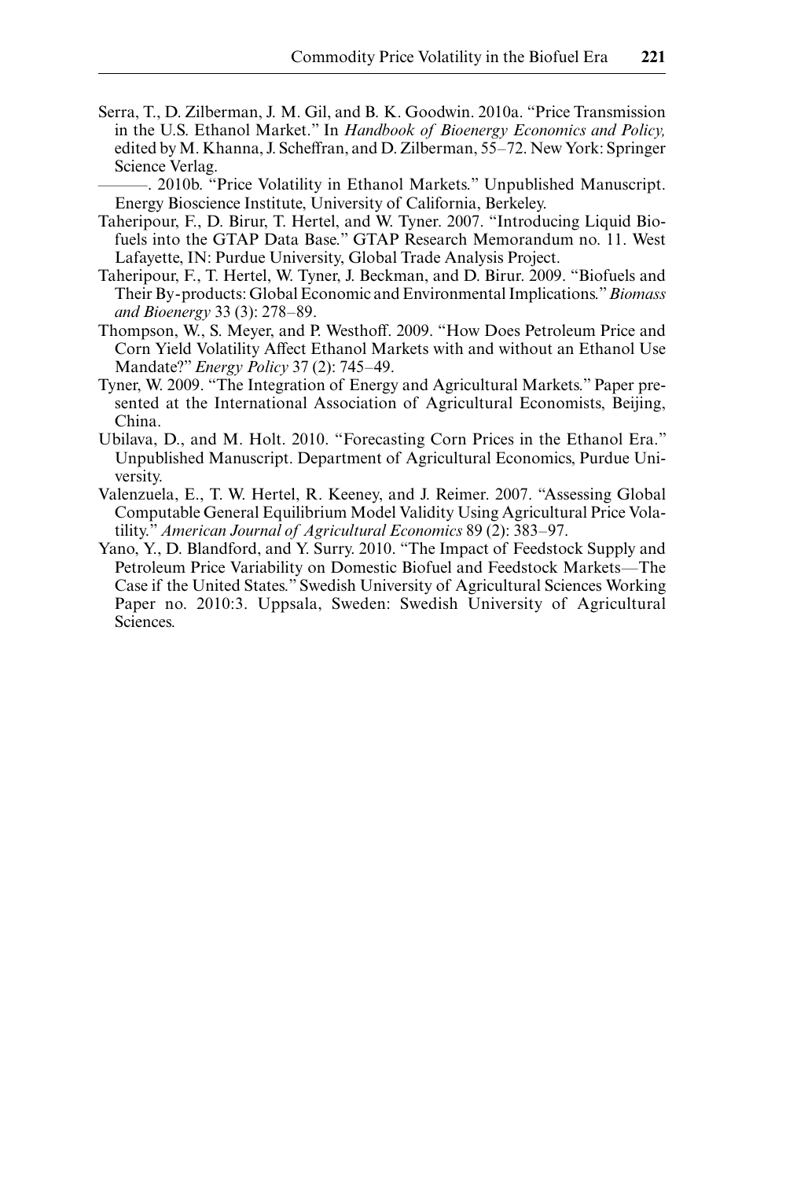Serra, T., D. Zilberman, J. M. Gil, and B. K. Goodwin. 2010a. "Price Transmission in the U.S. Ethanol Market." In *Handbook of Bioenergy Economics and Policy,* edited by M. Khanna, J. Scheffran, and D. Zilberman, 55–72. New York: Springer Science Verlag.

———. 2010b. "Price Volatility in Ethanol Markets." Unpublished Manuscript. Energy Bioscience Institute, University of California, Berkeley.

Taheripour, F., D. Birur, T. Hertel, and W. Tyner. 2007. "Introducing Liquid Biofuels into the GTAP Data Base." GTAP Research Memorandum no. 11. West Lafayette, IN: Purdue University, Global Trade Analysis Project.

Taheripour, F., T. Hertel, W. Tyner, J. Beckman, and D. Birur. 2009. "Biofuels and Their By-products: Global Economic and Environmental Implications." *Biomass and Bioenergy* 33 (3): 278–89.

Thompson, W., S. Meyer, and P. Westhoff. 2009. "How Does Petroleum Price and Corn Yield Volatility Affect Ethanol Markets with and without an Ethanol Use Mandate?" *Energy Policy* 37 (2): 745–49.

Tyner, W. 2009. "The Integration of Energy and Agricultural Markets." Paper presented at the International Association of Agricultural Economists, Beijing, China.

Ubilava, D., and M. Holt. 2010. "Forecasting Corn Prices in the Ethanol Era." Unpublished Manuscript. Department of Agricultural Economics, Purdue University.

Valenzuela, E., T. W. Hertel, R. Keeney, and J. Reimer. 2007. "Assessing Global Computable General Equilibrium Model Validity Using Agricultural Price Volatility." *American Journal of Agricultural Economics* 89 (2): 383–97.

Yano, Y., D. Blandford, and Y. Surry. 2010. "The Impact of Feedstock Supply and Petroleum Price Variability on Domestic Biofuel and Feedstock Markets—The Case if the United States." Swedish University of Agricultural Sciences Working Paper no. 2010:3. Uppsala, Sweden: Swedish University of Agricultural Sciences.